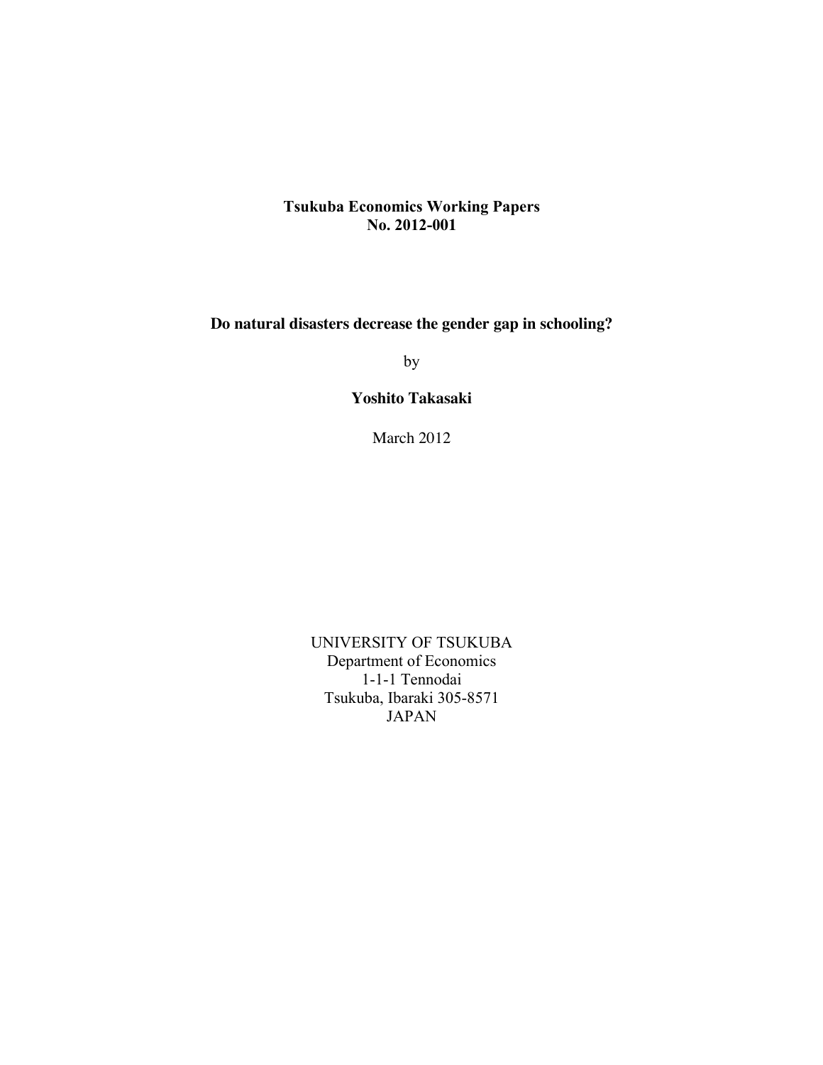**Tsukuba Economics Working Papers**
**No. 2012-001**

# Do natural disasters decrease the gender gap in schooling?

by

**Yoshito Takasaki**

March 2012

UNIVERSITY OF TSUKUBA
Department of Economics
1-1-1 Tennodai
Tsukuba, Ibaraki 305-8571
JAPAN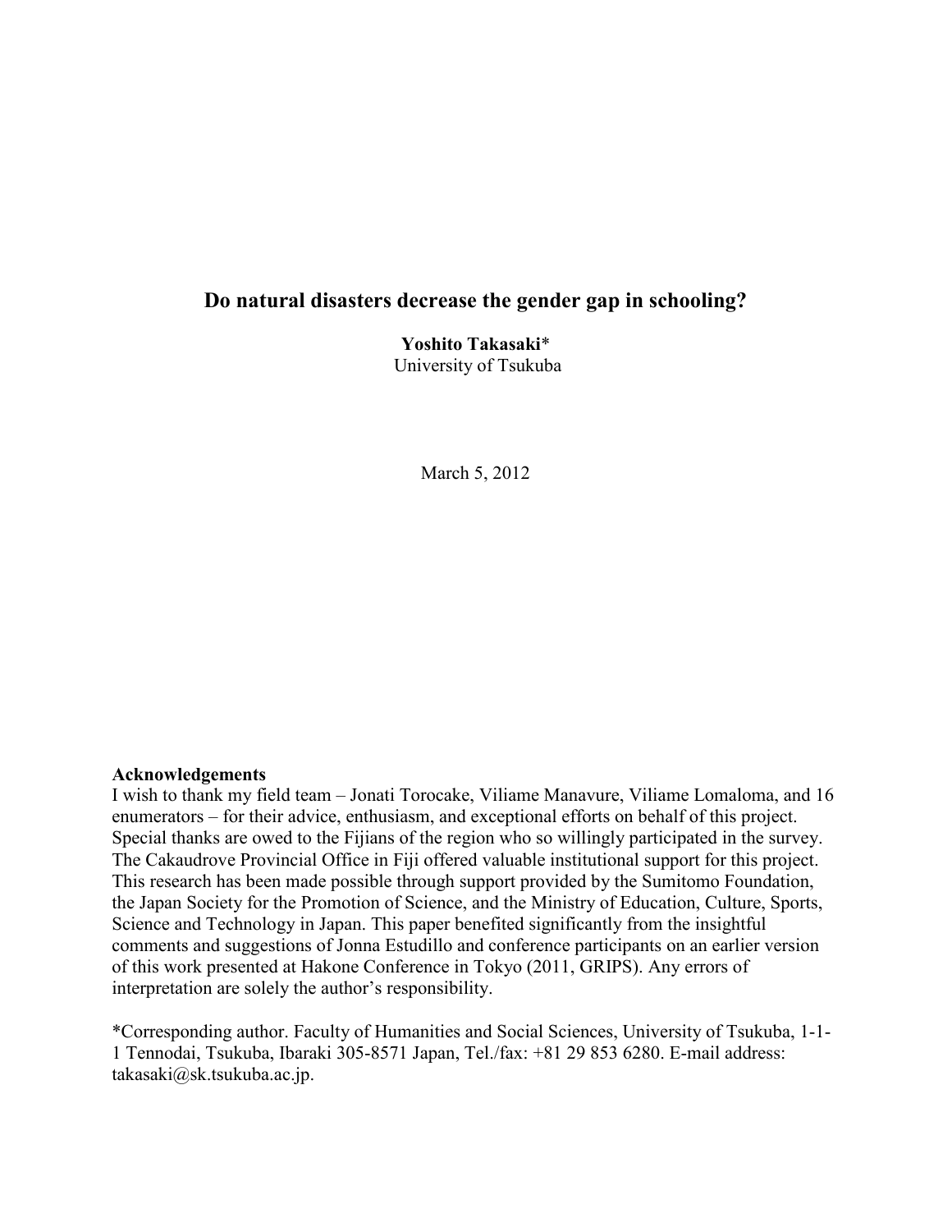# Do natural disasters decrease the gender gap in schooling?

**Yoshito Takasaki***
University of Tsukuba

March 5, 2012

**Acknowledgements**

I wish to thank my field team – Jonati Torocake, Viliame Manavure, Viliame Lomaloma, and 16 enumerators – for their advice, enthusiasm, and exceptional efforts on behalf of this project. Special thanks are owed to the Fijians of the region who so willingly participated in the survey. The Cakaudrove Provincial Office in Fiji offered valuable institutional support for this project. This research has been made possible through support provided by the Sumitomo Foundation, the Japan Society for the Promotion of Science, and the Ministry of Education, Culture, Sports, Science and Technology in Japan. This paper benefited significantly from the insightful comments and suggestions of Jonna Estudillo and conference participants on an earlier version of this work presented at Hakone Conference in Tokyo (2011, GRIPS). Any errors of interpretation are solely the author's responsibility.

*Corresponding author. Faculty of Humanities and Social Sciences, University of Tsukuba, 1-1-1 Tennodai, Tsukuba, Ibaraki 305-8571 Japan, Tel./fax: +81 29 853 6280. E-mail address: takasaki@sk.tsukuba.ac.jp.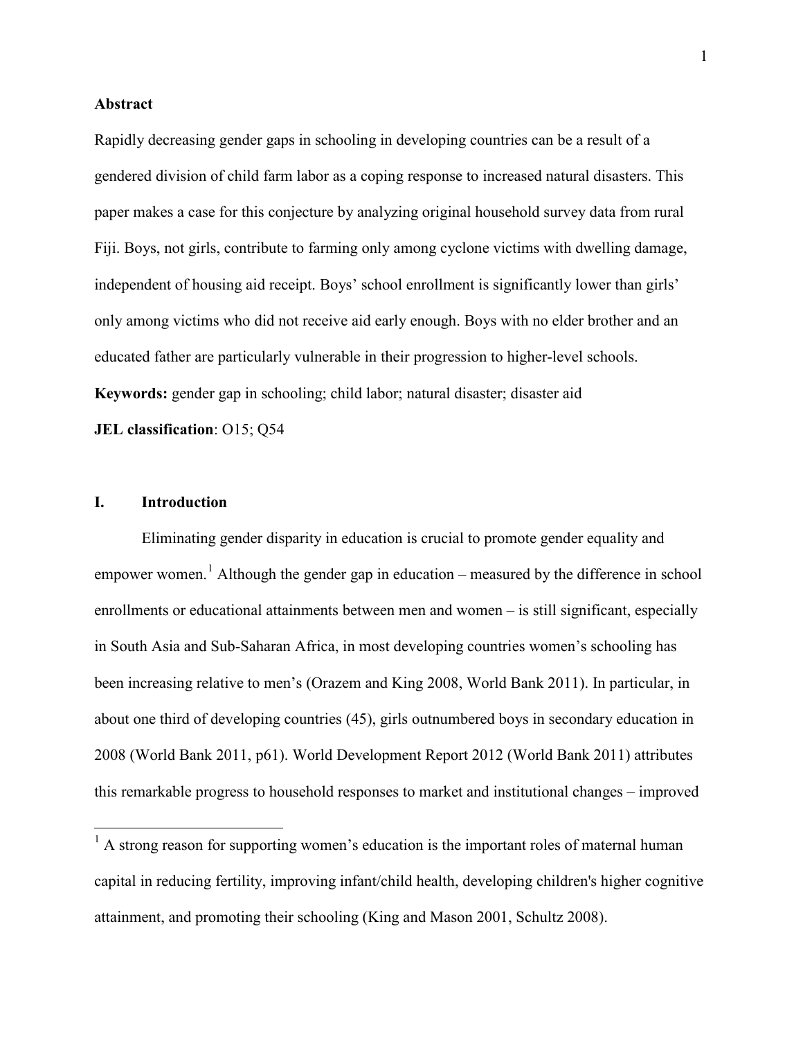## Abstract

Rapidly decreasing gender gaps in schooling in developing countries can be a result of a gendered division of child farm labor as a coping response to increased natural disasters. This paper makes a case for this conjecture by analyzing original household survey data from rural Fiji. Boys, not girls, contribute to farming only among cyclone victims with dwelling damage, independent of housing aid receipt. Boys' school enrollment is significantly lower than girls' only among victims who did not receive aid early enough. Boys with no elder brother and an educated father are particularly vulnerable in their progression to higher-level schools.

**Keywords:** gender gap in schooling; child labor; natural disaster; disaster aid

**JEL classification**: O15; Q54

## I. Introduction

Eliminating gender disparity in education is crucial to promote gender equality and empower women.[1] Although the gender gap in education – measured by the difference in school enrollments or educational attainments between men and women – is still significant, especially in South Asia and Sub-Saharan Africa, in most developing countries women's schooling has been increasing relative to men's (Orazem and King 2008, World Bank 2011). In particular, in about one third of developing countries (45), girls outnumbered boys in secondary education in 2008 (World Bank 2011, p61). World Development Report 2012 (World Bank 2011) attributes this remarkable progress to household responses to market and institutional changes – improved

[1] A strong reason for supporting women's education is the important roles of maternal human capital in reducing fertility, improving infant/child health, developing children's higher cognitive attainment, and promoting their schooling (King and Mason 2001, Schultz 2008).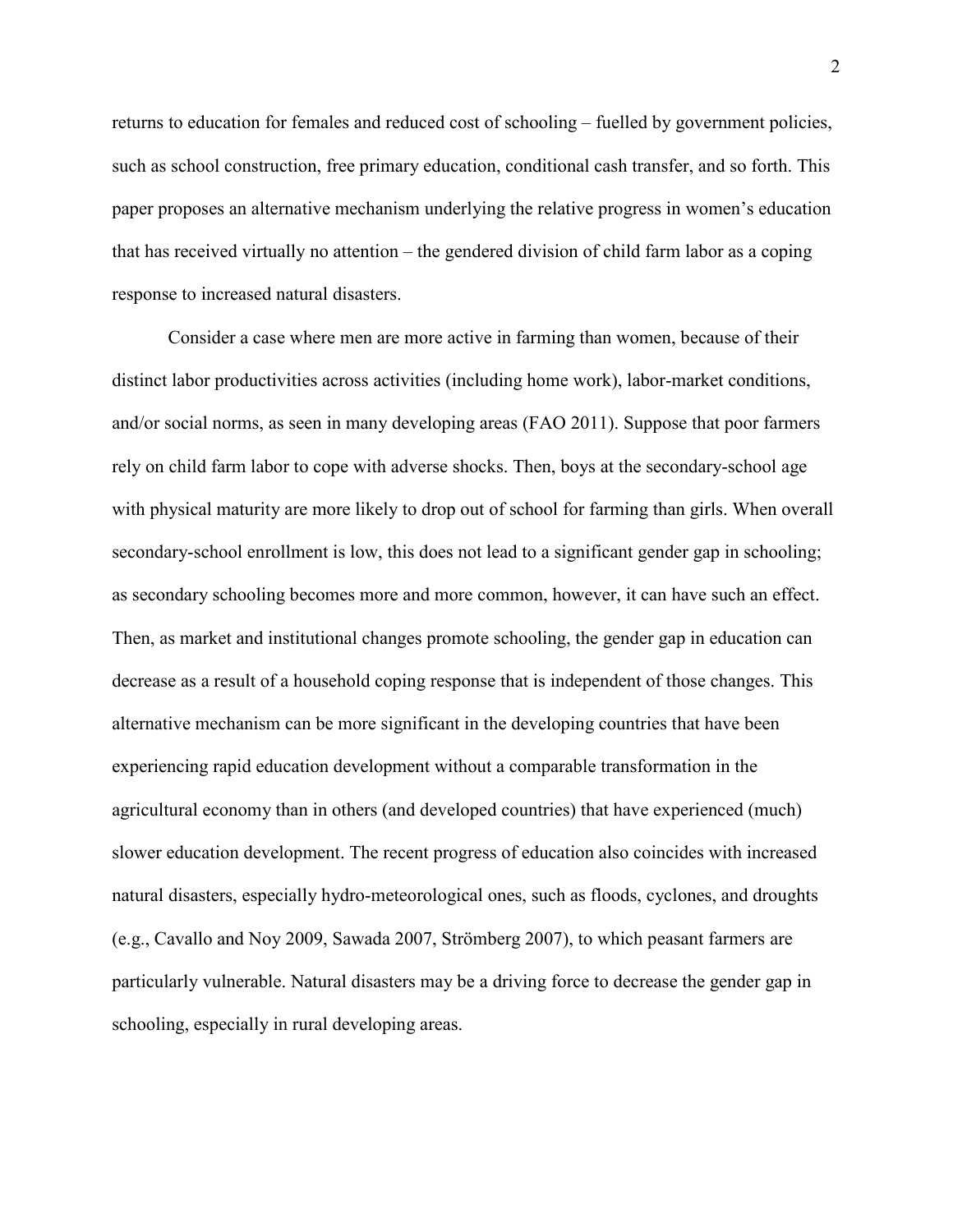returns to education for females and reduced cost of schooling – fuelled by government policies, such as school construction, free primary education, conditional cash transfer, and so forth. This paper proposes an alternative mechanism underlying the relative progress in women's education that has received virtually no attention – the gendered division of child farm labor as a coping response to increased natural disasters.

Consider a case where men are more active in farming than women, because of their distinct labor productivities across activities (including home work), labor-market conditions, and/or social norms, as seen in many developing areas (FAO 2011). Suppose that poor farmers rely on child farm labor to cope with adverse shocks. Then, boys at the secondary-school age with physical maturity are more likely to drop out of school for farming than girls. When overall secondary-school enrollment is low, this does not lead to a significant gender gap in schooling; as secondary schooling becomes more and more common, however, it can have such an effect. Then, as market and institutional changes promote schooling, the gender gap in education can decrease as a result of a household coping response that is independent of those changes. This alternative mechanism can be more significant in the developing countries that have been experiencing rapid education development without a comparable transformation in the agricultural economy than in others (and developed countries) that have experienced (much) slower education development. The recent progress of education also coincides with increased natural disasters, especially hydro-meteorological ones, such as floods, cyclones, and droughts (e.g., Cavallo and Noy 2009, Sawada 2007, Strömberg 2007), to which peasant farmers are particularly vulnerable. Natural disasters may be a driving force to decrease the gender gap in schooling, especially in rural developing areas.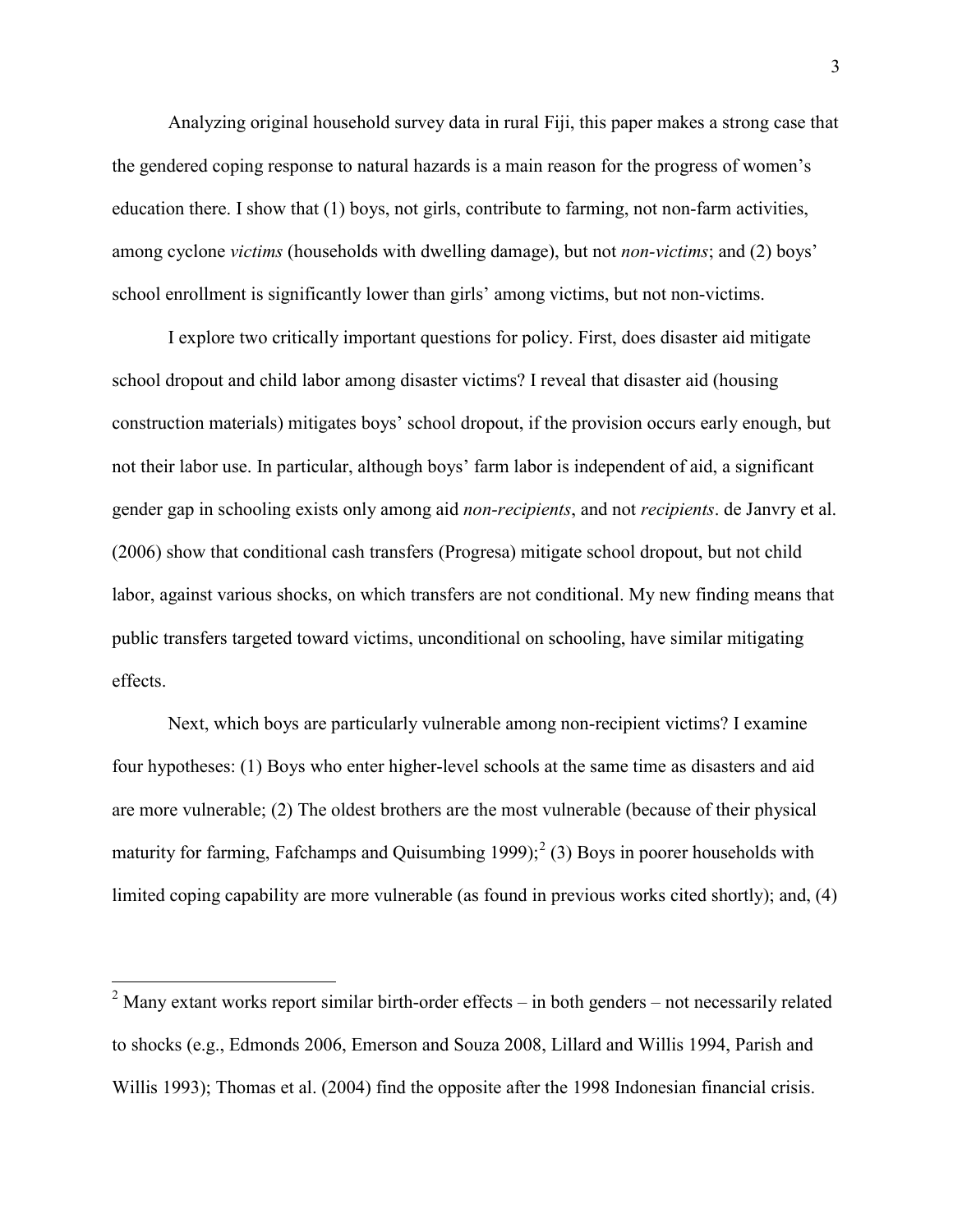Analyzing original household survey data in rural Fiji, this paper makes a strong case that the gendered coping response to natural hazards is a main reason for the progress of women's education there. I show that (1) boys, not girls, contribute to farming, not non-farm activities, among cyclone *victims* (households with dwelling damage), but not *non-victims*; and (2) boys' school enrollment is significantly lower than girls' among victims, but not non-victims.

I explore two critically important questions for policy. First, does disaster aid mitigate school dropout and child labor among disaster victims? I reveal that disaster aid (housing construction materials) mitigates boys' school dropout, if the provision occurs early enough, but not their labor use. In particular, although boys' farm labor is independent of aid, a significant gender gap in schooling exists only among aid *non-recipients*, and not *recipients*. de Janvry et al. (2006) show that conditional cash transfers (Progresa) mitigate school dropout, but not child labor, against various shocks, on which transfers are not conditional. My new finding means that public transfers targeted toward victims, unconditional on schooling, have similar mitigating effects.

Next, which boys are particularly vulnerable among non-recipient victims? I examine four hypotheses: (1) Boys who enter higher-level schools at the same time as disasters and aid are more vulnerable; (2) The oldest brothers are the most vulnerable (because of their physical maturity for farming, Fafchamps and Quisumbing 1999);[2] (3) Boys in poorer households with limited coping capability are more vulnerable (as found in previous works cited shortly); and, (4)

[2] Many extant works report similar birth-order effects – in both genders – not necessarily related to shocks (e.g., Edmonds 2006, Emerson and Souza 2008, Lillard and Willis 1994, Parish and Willis 1993); Thomas et al. (2004) find the opposite after the 1998 Indonesian financial crisis.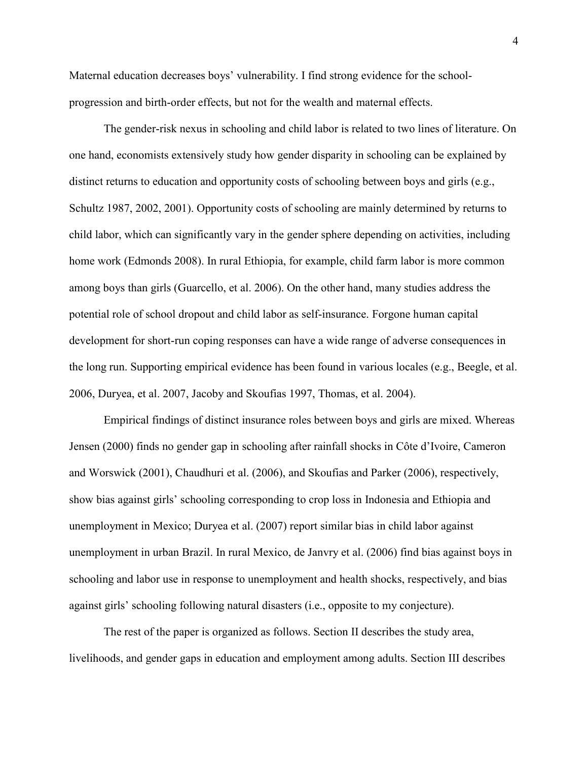Maternal education decreases boys' vulnerability. I find strong evidence for the school-progression and birth-order effects, but not for the wealth and maternal effects.

The gender-risk nexus in schooling and child labor is related to two lines of literature. On one hand, economists extensively study how gender disparity in schooling can be explained by distinct returns to education and opportunity costs of schooling between boys and girls (e.g., Schultz 1987, 2002, 2001). Opportunity costs of schooling are mainly determined by returns to child labor, which can significantly vary in the gender sphere depending on activities, including home work (Edmonds 2008). In rural Ethiopia, for example, child farm labor is more common among boys than girls (Guarcello, et al. 2006). On the other hand, many studies address the potential role of school dropout and child labor as self-insurance. Forgone human capital development for short-run coping responses can have a wide range of adverse consequences in the long run. Supporting empirical evidence has been found in various locales (e.g., Beegle, et al. 2006, Duryea, et al. 2007, Jacoby and Skoufias 1997, Thomas, et al. 2004).

Empirical findings of distinct insurance roles between boys and girls are mixed. Whereas Jensen (2000) finds no gender gap in schooling after rainfall shocks in Côte d'Ivoire, Cameron and Worswick (2001), Chaudhuri et al. (2006), and Skoufias and Parker (2006), respectively, show bias against girls' schooling corresponding to crop loss in Indonesia and Ethiopia and unemployment in Mexico; Duryea et al. (2007) report similar bias in child labor against unemployment in urban Brazil. In rural Mexico, de Janvry et al. (2006) find bias against boys in schooling and labor use in response to unemployment and health shocks, respectively, and bias against girls' schooling following natural disasters (i.e., opposite to my conjecture).

The rest of the paper is organized as follows. Section II describes the study area, livelihoods, and gender gaps in education and employment among adults. Section III describes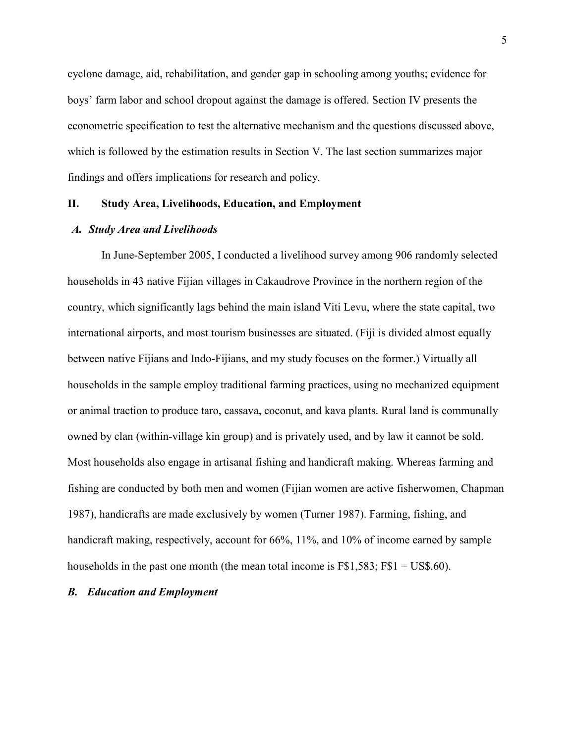cyclone damage, aid, rehabilitation, and gender gap in schooling among youths; evidence for boys' farm labor and school dropout against the damage is offered. Section IV presents the econometric specification to test the alternative mechanism and the questions discussed above, which is followed by the estimation results in Section V. The last section summarizes major findings and offers implications for research and policy.

## II. Study Area, Livelihoods, Education, and Employment

### *A. Study Area and Livelihoods*

In June-September 2005, I conducted a livelihood survey among 906 randomly selected households in 43 native Fijian villages in Cakaudrove Province in the northern region of the country, which significantly lags behind the main island Viti Levu, where the state capital, two international airports, and most tourism businesses are situated. (Fiji is divided almost equally between native Fijians and Indo-Fijians, and my study focuses on the former.) Virtually all households in the sample employ traditional farming practices, using no mechanized equipment or animal traction to produce taro, cassava, coconut, and kava plants. Rural land is communally owned by clan (within-village kin group) and is privately used, and by law it cannot be sold. Most households also engage in artisanal fishing and handicraft making. Whereas farming and fishing are conducted by both men and women (Fijian women are active fisherwomen, Chapman 1987), handicrafts are made exclusively by women (Turner 1987). Farming, fishing, and handicraft making, respectively, account for 66%, 11%, and 10% of income earned by sample households in the past one month (the mean total income is F$1,583; F$1 = US$.60).

### *B. Education and Employment*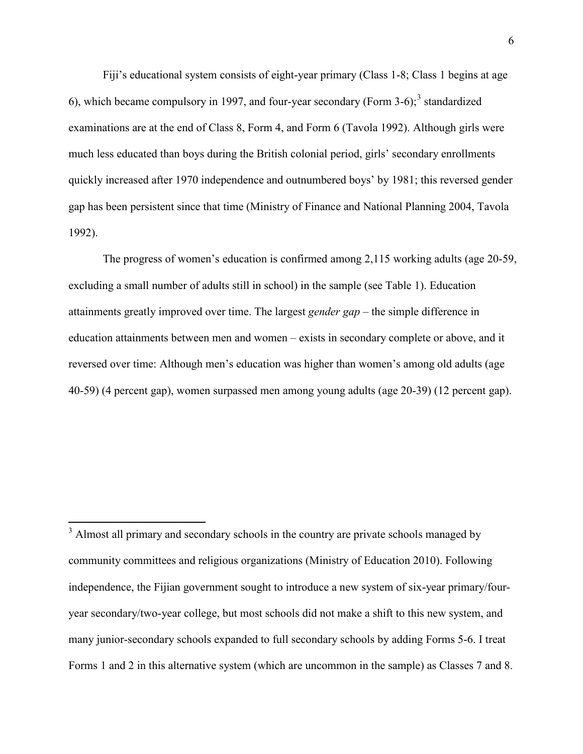Fiji's educational system consists of eight-year primary (Class 1-8; Class 1 begins at age 6), which became compulsory in 1997, and four-year secondary (Form 3-6);[3] standardized examinations are at the end of Class 8, Form 4, and Form 6 (Tavola 1992). Although girls were much less educated than boys during the British colonial period, girls' secondary enrollments quickly increased after 1970 independence and outnumbered boys' by 1981; this reversed gender gap has been persistent since that time (Ministry of Finance and National Planning 2004, Tavola 1992).

The progress of women's education is confirmed among 2,115 working adults (age 20-59, excluding a small number of adults still in school) in the sample (see Table 1). Education attainments greatly improved over time. The largest *gender gap* – the simple difference in education attainments between men and women – exists in secondary complete or above, and it reversed over time: Although men's education was higher than women's among old adults (age 40-59) (4 percent gap), women surpassed men among young adults (age 20-39) (12 percent gap).

---

[3] Almost all primary and secondary schools in the country are private schools managed by community committees and religious organizations (Ministry of Education 2010). Following independence, the Fijian government sought to introduce a new system of six-year primary/four-year secondary/two-year college, but most schools did not make a shift to this new system, and many junior-secondary schools expanded to full secondary schools by adding Forms 5-6. I treat Forms 1 and 2 in this alternative system (which are uncommon in the sample) as Classes 7 and 8.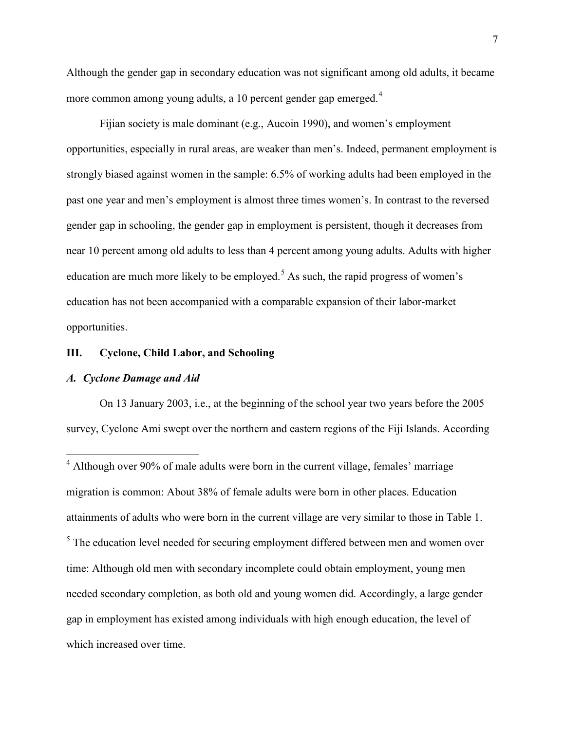Although the gender gap in secondary education was not significant among old adults, it became more common among young adults, a 10 percent gender gap emerged.[4]

Fijian society is male dominant (e.g., Aucoin 1990), and women's employment opportunities, especially in rural areas, are weaker than men's. Indeed, permanent employment is strongly biased against women in the sample: 6.5% of working adults had been employed in the past one year and men's employment is almost three times women's. In contrast to the reversed gender gap in schooling, the gender gap in employment is persistent, though it decreases from near 10 percent among old adults to less than 4 percent among young adults. Adults with higher education are much more likely to be employed.[5] As such, the rapid progress of women's education has not been accompanied with a comparable expansion of their labor-market opportunities.

## III. Cyclone, Child Labor, and Schooling

### *A. Cyclone Damage and Aid*

On 13 January 2003, i.e., at the beginning of the school year two years before the 2005 survey, Cyclone Ami swept over the northern and eastern regions of the Fiji Islands. According

---

[4] Although over 90% of male adults were born in the current village, females' marriage migration is common: About 38% of female adults were born in other places. Education attainments of adults who were born in the current village are very similar to those in Table 1.

[5] The education level needed for securing employment differed between men and women over time: Although old men with secondary incomplete could obtain employment, young men needed secondary completion, as both old and young women did. Accordingly, a large gender gap in employment has existed among individuals with high enough education, the level of which increased over time.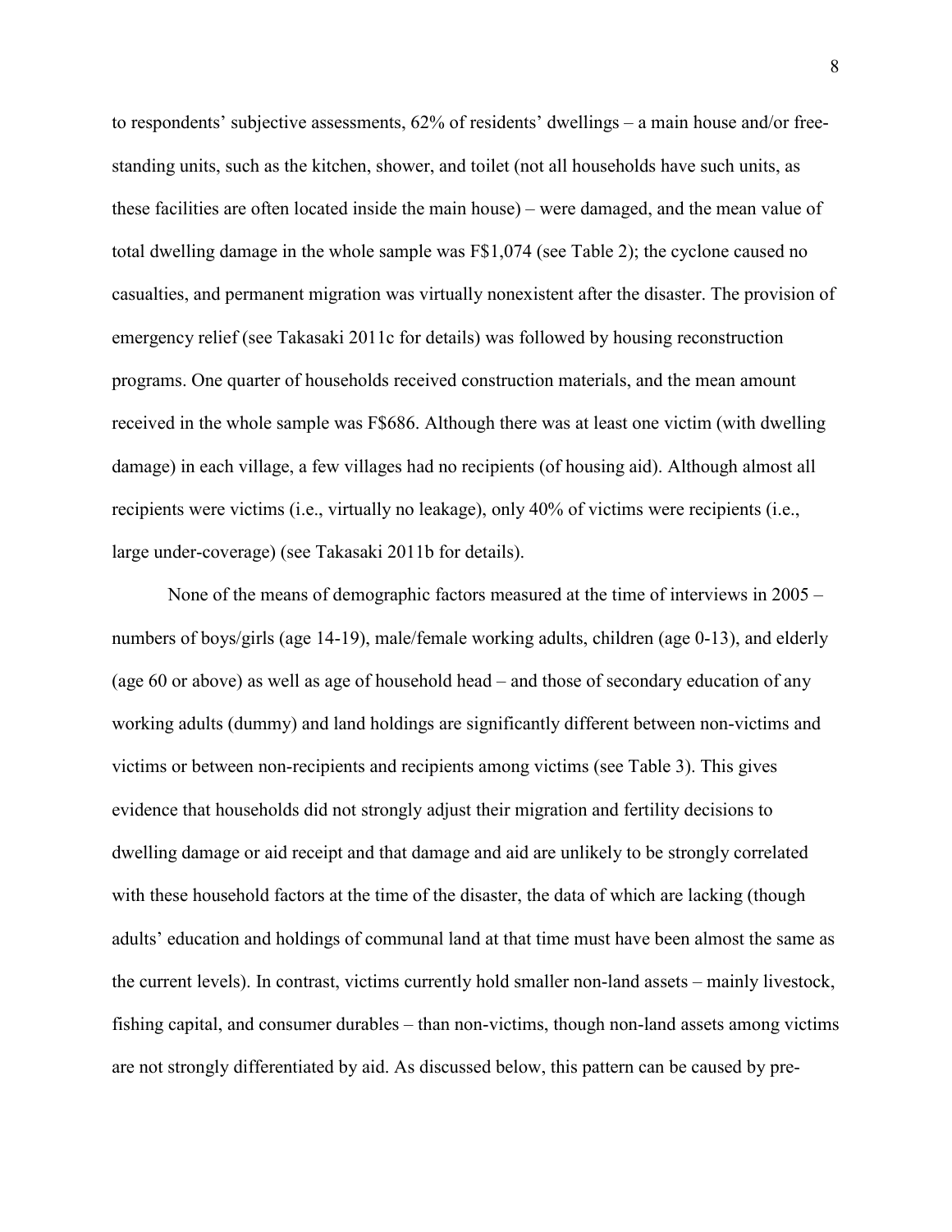to respondents' subjective assessments, 62% of residents' dwellings – a main house and/or free-standing units, such as the kitchen, shower, and toilet (not all households have such units, as these facilities are often located inside the main house) – were damaged, and the mean value of total dwelling damage in the whole sample was F$1,074 (see Table 2); the cyclone caused no casualties, and permanent migration was virtually nonexistent after the disaster. The provision of emergency relief (see Takasaki 2011c for details) was followed by housing reconstruction programs. One quarter of households received construction materials, and the mean amount received in the whole sample was F$686. Although there was at least one victim (with dwelling damage) in each village, a few villages had no recipients (of housing aid). Although almost all recipients were victims (i.e., virtually no leakage), only 40% of victims were recipients (i.e., large under-coverage) (see Takasaki 2011b for details).

None of the means of demographic factors measured at the time of interviews in 2005 – numbers of boys/girls (age 14-19), male/female working adults, children (age 0-13), and elderly (age 60 or above) as well as age of household head – and those of secondary education of any working adults (dummy) and land holdings are significantly different between non-victims and victims or between non-recipients and recipients among victims (see Table 3). This gives evidence that households did not strongly adjust their migration and fertility decisions to dwelling damage or aid receipt and that damage and aid are unlikely to be strongly correlated with these household factors at the time of the disaster, the data of which are lacking (though adults' education and holdings of communal land at that time must have been almost the same as the current levels). In contrast, victims currently hold smaller non-land assets – mainly livestock, fishing capital, and consumer durables – than non-victims, though non-land assets among victims are not strongly differentiated by aid. As discussed below, this pattern can be caused by pre-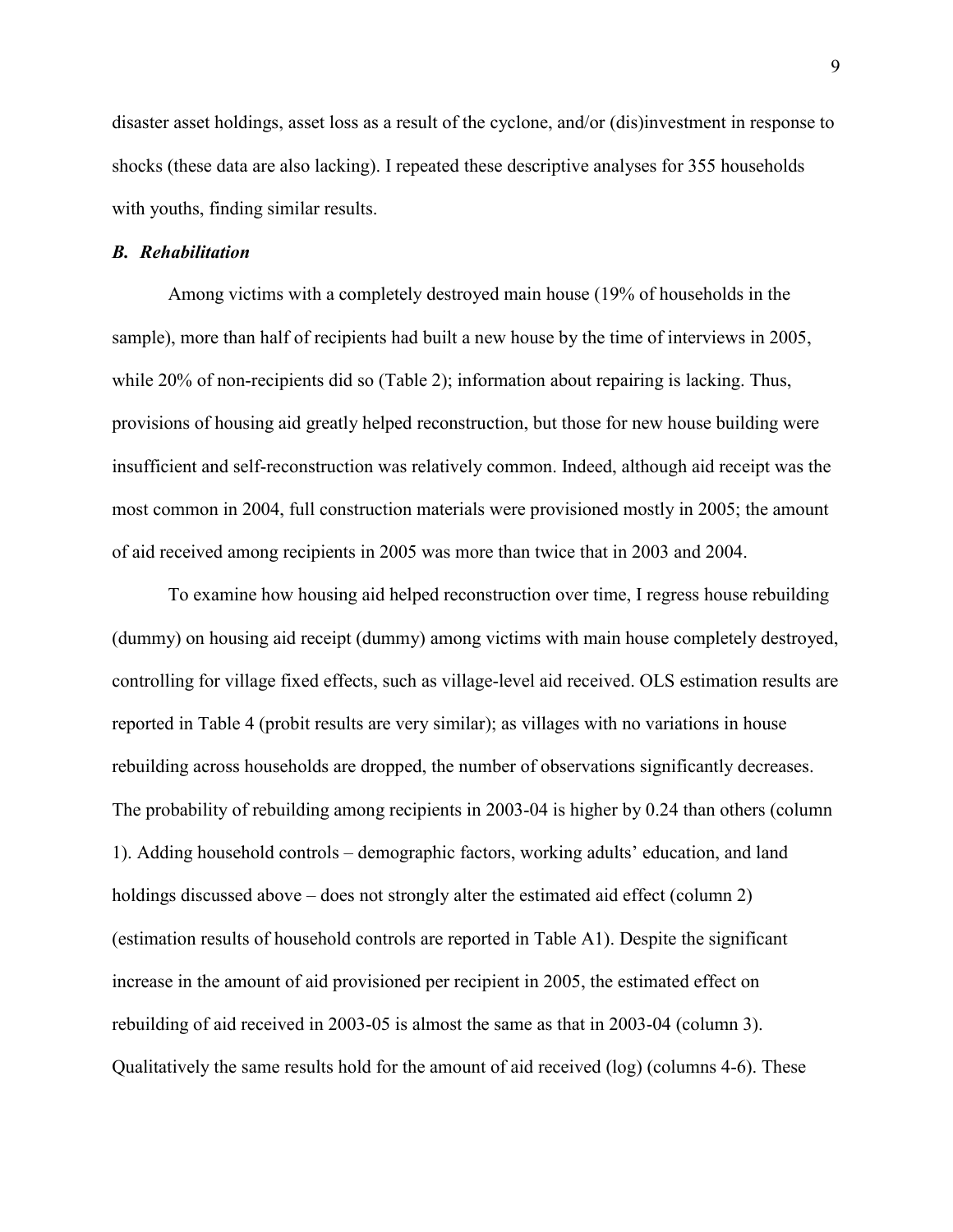disaster asset holdings, asset loss as a result of the cyclone, and/or (dis)investment in response to shocks (these data are also lacking). I repeated these descriptive analyses for 355 households with youths, finding similar results.

### *B. Rehabilitation*

Among victims with a completely destroyed main house (19% of households in the sample), more than half of recipients had built a new house by the time of interviews in 2005, while 20% of non-recipients did so (Table 2); information about repairing is lacking. Thus, provisions of housing aid greatly helped reconstruction, but those for new house building were insufficient and self-reconstruction was relatively common. Indeed, although aid receipt was the most common in 2004, full construction materials were provisioned mostly in 2005; the amount of aid received among recipients in 2005 was more than twice that in 2003 and 2004.

To examine how housing aid helped reconstruction over time, I regress house rebuilding (dummy) on housing aid receipt (dummy) among victims with main house completely destroyed, controlling for village fixed effects, such as village-level aid received. OLS estimation results are reported in Table 4 (probit results are very similar); as villages with no variations in house rebuilding across households are dropped, the number of observations significantly decreases. The probability of rebuilding among recipients in 2003-04 is higher by 0.24 than others (column 1). Adding household controls – demographic factors, working adults' education, and land holdings discussed above – does not strongly alter the estimated aid effect (column 2) (estimation results of household controls are reported in Table A1). Despite the significant increase in the amount of aid provisioned per recipient in 2005, the estimated effect on rebuilding of aid received in 2003-05 is almost the same as that in 2003-04 (column 3). Qualitatively the same results hold for the amount of aid received (log) (columns 4-6). These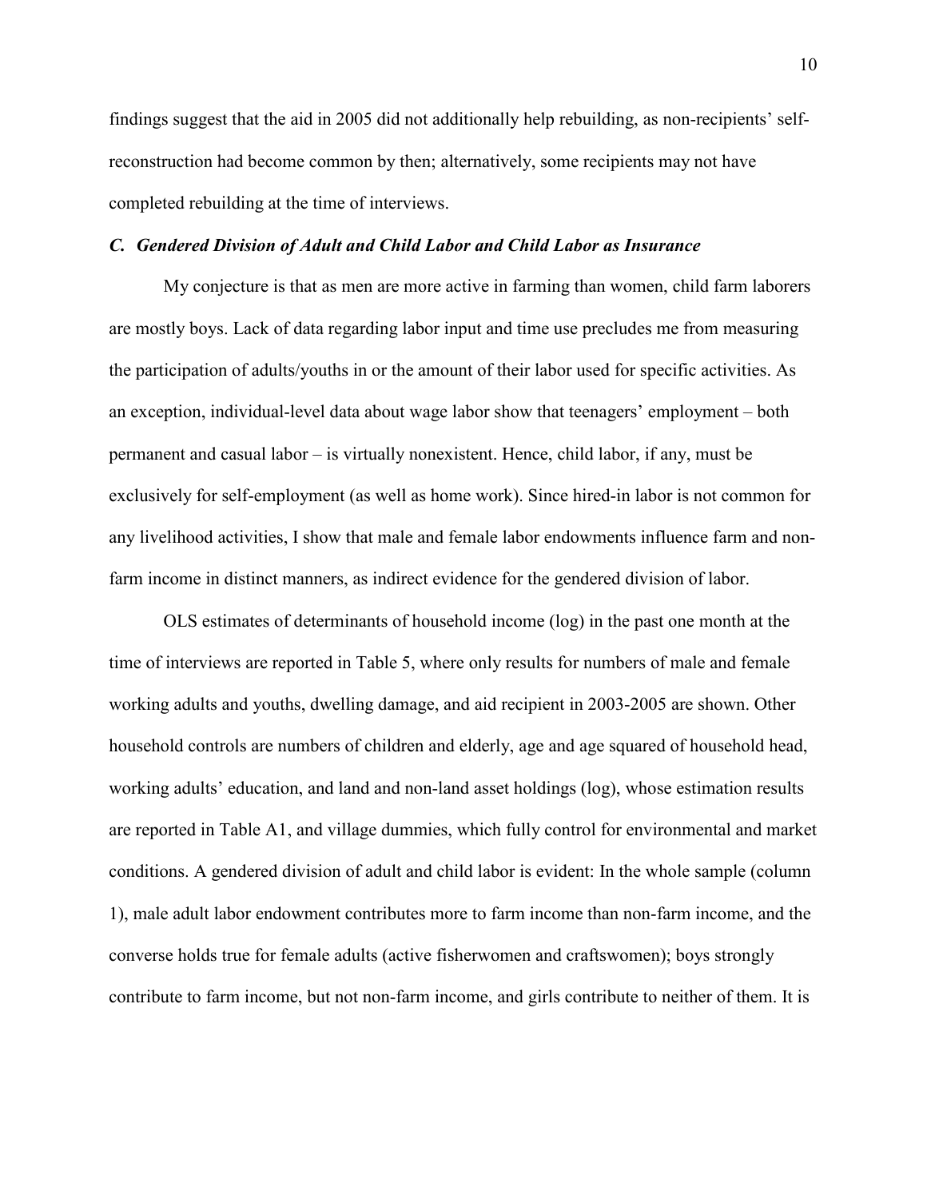findings suggest that the aid in 2005 did not additionally help rebuilding, as non-recipients' self-reconstruction had become common by then; alternatively, some recipients may not have completed rebuilding at the time of interviews.

### *C. Gendered Division of Adult and Child Labor and Child Labor as Insurance*

My conjecture is that as men are more active in farming than women, child farm laborers are mostly boys. Lack of data regarding labor input and time use precludes me from measuring the participation of adults/youths in or the amount of their labor used for specific activities. As an exception, individual-level data about wage labor show that teenagers' employment – both permanent and casual labor – is virtually nonexistent. Hence, child labor, if any, must be exclusively for self-employment (as well as home work). Since hired-in labor is not common for any livelihood activities, I show that male and female labor endowments influence farm and non-farm income in distinct manners, as indirect evidence for the gendered division of labor.

OLS estimates of determinants of household income (log) in the past one month at the time of interviews are reported in Table 5, where only results for numbers of male and female working adults and youths, dwelling damage, and aid recipient in 2003-2005 are shown. Other household controls are numbers of children and elderly, age and age squared of household head, working adults' education, and land and non-land asset holdings (log), whose estimation results are reported in Table A1, and village dummies, which fully control for environmental and market conditions. A gendered division of adult and child labor is evident: In the whole sample (column 1), male adult labor endowment contributes more to farm income than non-farm income, and the converse holds true for female adults (active fisherwomen and craftswomen); boys strongly contribute to farm income, but not non-farm income, and girls contribute to neither of them. It is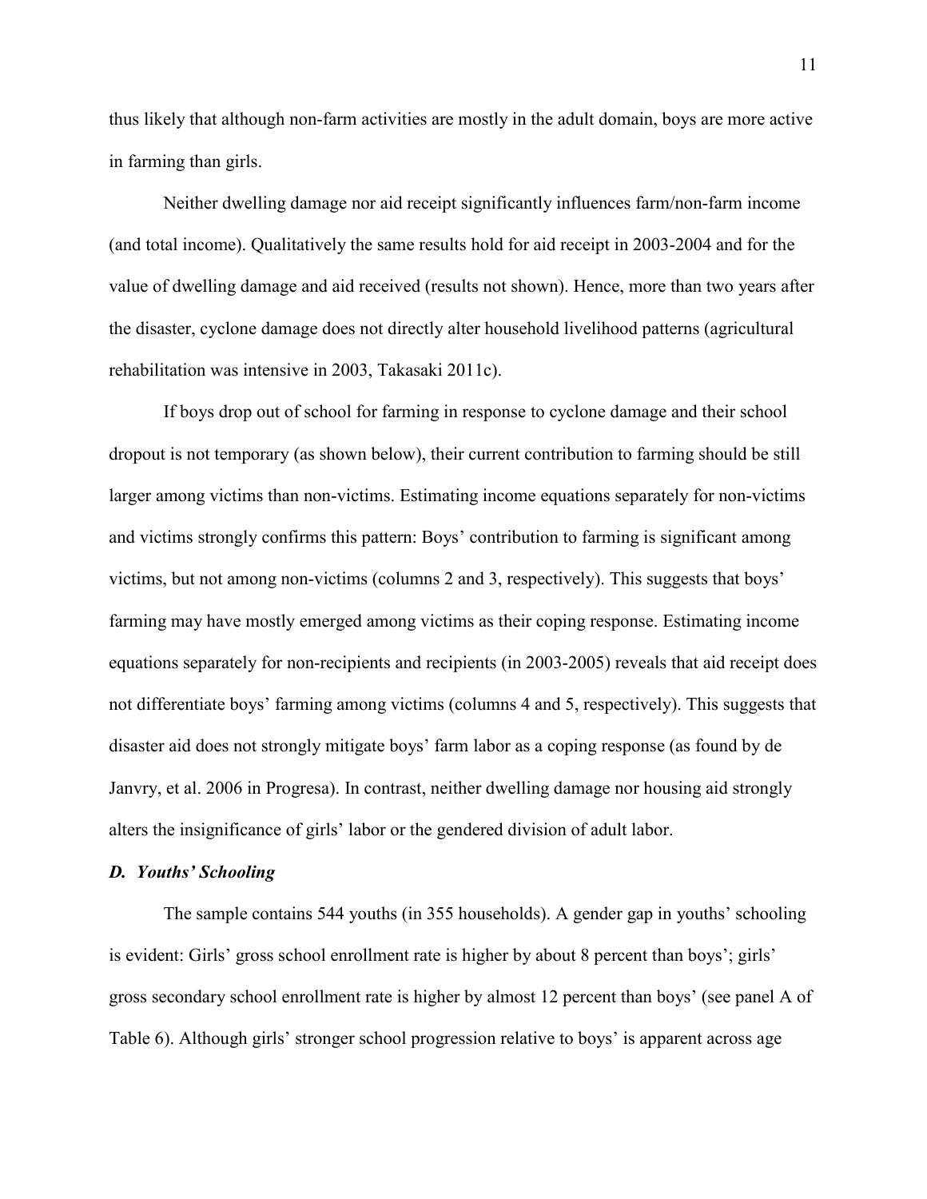thus likely that although non-farm activities are mostly in the adult domain, boys are more active in farming than girls.

Neither dwelling damage nor aid receipt significantly influences farm/non-farm income (and total income). Qualitatively the same results hold for aid receipt in 2003-2004 and for the value of dwelling damage and aid received (results not shown). Hence, more than two years after the disaster, cyclone damage does not directly alter household livelihood patterns (agricultural rehabilitation was intensive in 2003, Takasaki 2011c).

If boys drop out of school for farming in response to cyclone damage and their school dropout is not temporary (as shown below), their current contribution to farming should be still larger among victims than non-victims. Estimating income equations separately for non-victims and victims strongly confirms this pattern: Boys' contribution to farming is significant among victims, but not among non-victims (columns 2 and 3, respectively). This suggests that boys' farming may have mostly emerged among victims as their coping response. Estimating income equations separately for non-recipients and recipients (in 2003-2005) reveals that aid receipt does not differentiate boys' farming among victims (columns 4 and 5, respectively). This suggests that disaster aid does not strongly mitigate boys' farm labor as a coping response (as found by de Janvry, et al. 2006 in Progresa). In contrast, neither dwelling damage nor housing aid strongly alters the insignificance of girls' labor or the gendered division of adult labor.

### *D. Youths' Schooling*

The sample contains 544 youths (in 355 households). A gender gap in youths' schooling is evident: Girls' gross school enrollment rate is higher by about 8 percent than boys'; girls' gross secondary school enrollment rate is higher by almost 12 percent than boys' (see panel A of Table 6). Although girls' stronger school progression relative to boys' is apparent across age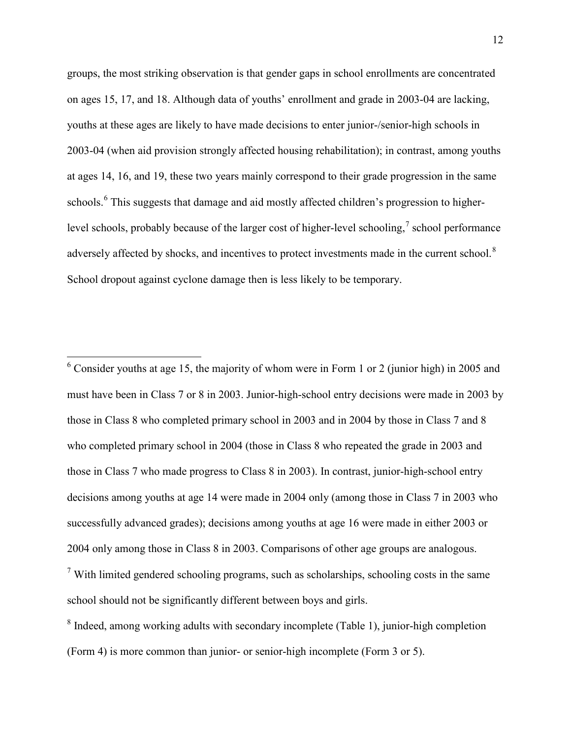groups, the most striking observation is that gender gaps in school enrollments are concentrated on ages 15, 17, and 18. Although data of youths' enrollment and grade in 2003-04 are lacking, youths at these ages are likely to have made decisions to enter junior-/senior-high schools in 2003-04 (when aid provision strongly affected housing rehabilitation); in contrast, among youths at ages 14, 16, and 19, these two years mainly correspond to their grade progression in the same schools.[6] This suggests that damage and aid mostly affected children's progression to higher-level schools, probably because of the larger cost of higher-level schooling,[7] school performance adversely affected by shocks, and incentives to protect investments made in the current school.[8] School dropout against cyclone damage then is less likely to be temporary.

---

[6] Consider youths at age 15, the majority of whom were in Form 1 or 2 (junior high) in 2005 and must have been in Class 7 or 8 in 2003. Junior-high-school entry decisions were made in 2003 by those in Class 8 who completed primary school in 2003 and in 2004 by those in Class 7 and 8 who completed primary school in 2004 (those in Class 8 who repeated the grade in 2003 and those in Class 7 who made progress to Class 8 in 2003). In contrast, junior-high-school entry decisions among youths at age 14 were made in 2004 only (among those in Class 7 in 2003 who successfully advanced grades); decisions among youths at age 16 were made in either 2003 or 2004 only among those in Class 8 in 2003. Comparisons of other age groups are analogous.

[7] With limited gendered schooling programs, such as scholarships, schooling costs in the same school should not be significantly different between boys and girls.

[8] Indeed, among working adults with secondary incomplete (Table 1), junior-high completion (Form 4) is more common than junior- or senior-high incomplete (Form 3 or 5).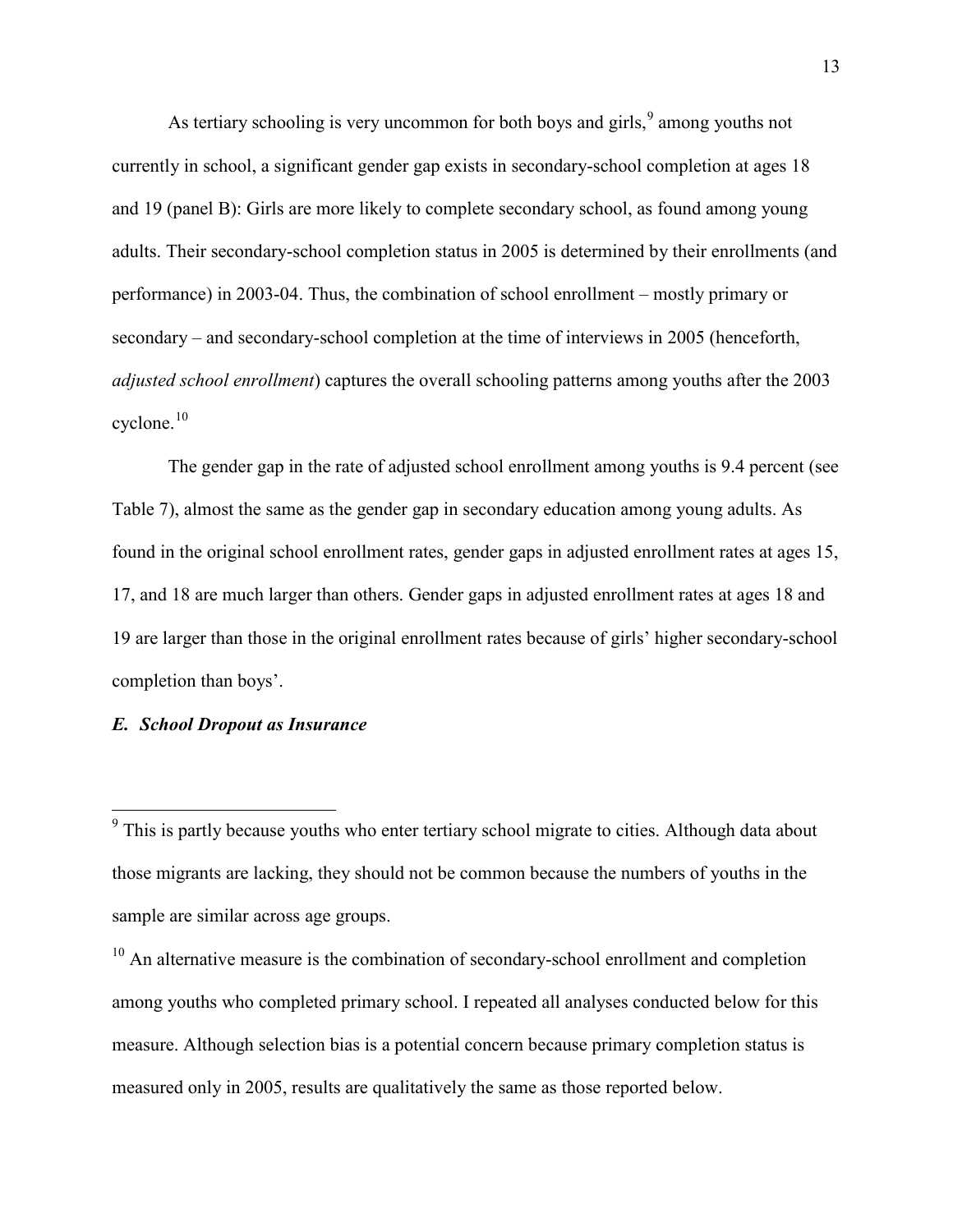As tertiary schooling is very uncommon for both boys and girls,[9] among youths not currently in school, a significant gender gap exists in secondary-school completion at ages 18 and 19 (panel B): Girls are more likely to complete secondary school, as found among young adults. Their secondary-school completion status in 2005 is determined by their enrollments (and performance) in 2003-04. Thus, the combination of school enrollment – mostly primary or secondary – and secondary-school completion at the time of interviews in 2005 (henceforth, *adjusted school enrollment*) captures the overall schooling patterns among youths after the 2003 cyclone.[10]

The gender gap in the rate of adjusted school enrollment among youths is 9.4 percent (see Table 7), almost the same as the gender gap in secondary education among young adults. As found in the original school enrollment rates, gender gaps in adjusted enrollment rates at ages 15, 17, and 18 are much larger than others. Gender gaps in adjusted enrollment rates at ages 18 and 19 are larger than those in the original enrollment rates because of girls' higher secondary-school completion than boys'.

### *E. School Dropout as Insurance*

---

[9] This is partly because youths who enter tertiary school migrate to cities. Although data about those migrants are lacking, they should not be common because the numbers of youths in the sample are similar across age groups.

[10] An alternative measure is the combination of secondary-school enrollment and completion among youths who completed primary school. I repeated all analyses conducted below for this measure. Although selection bias is a potential concern because primary completion status is measured only in 2005, results are qualitatively the same as those reported below.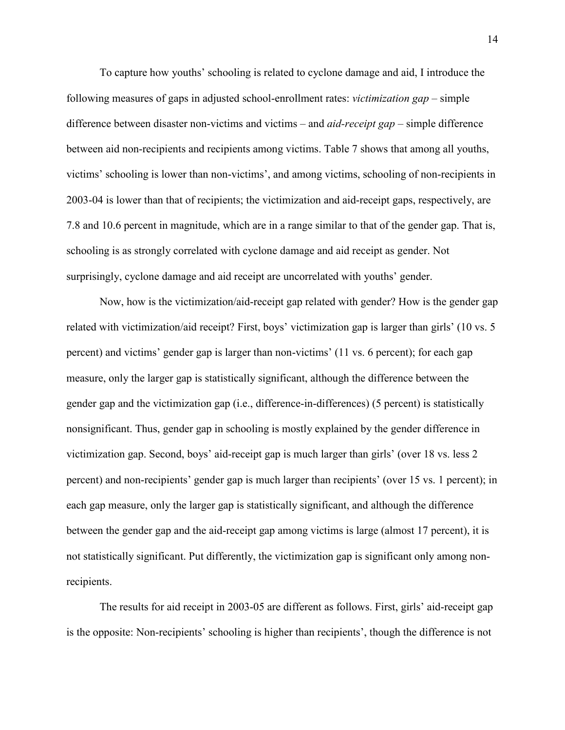To capture how youths' schooling is related to cyclone damage and aid, I introduce the following measures of gaps in adjusted school-enrollment rates: *victimization gap* – simple difference between disaster non-victims and victims – and *aid-receipt gap* – simple difference between aid non-recipients and recipients among victims. Table 7 shows that among all youths, victims' schooling is lower than non-victims', and among victims, schooling of non-recipients in 2003-04 is lower than that of recipients; the victimization and aid-receipt gaps, respectively, are 7.8 and 10.6 percent in magnitude, which are in a range similar to that of the gender gap. That is, schooling is as strongly correlated with cyclone damage and aid receipt as gender. Not surprisingly, cyclone damage and aid receipt are uncorrelated with youths' gender.

Now, how is the victimization/aid-receipt gap related with gender? How is the gender gap related with victimization/aid receipt? First, boys' victimization gap is larger than girls' (10 vs. 5 percent) and victims' gender gap is larger than non-victims' (11 vs. 6 percent); for each gap measure, only the larger gap is statistically significant, although the difference between the gender gap and the victimization gap (i.e., difference-in-differences) (5 percent) is statistically nonsignificant. Thus, gender gap in schooling is mostly explained by the gender difference in victimization gap. Second, boys' aid-receipt gap is much larger than girls' (over 18 vs. less 2 percent) and non-recipients' gender gap is much larger than recipients' (over 15 vs. 1 percent); in each gap measure, only the larger gap is statistically significant, and although the difference between the gender gap and the aid-receipt gap among victims is large (almost 17 percent), it is not statistically significant. Put differently, the victimization gap is significant only among non-recipients.

The results for aid receipt in 2003-05 are different as follows. First, girls' aid-receipt gap is the opposite: Non-recipients' schooling is higher than recipients', though the difference is not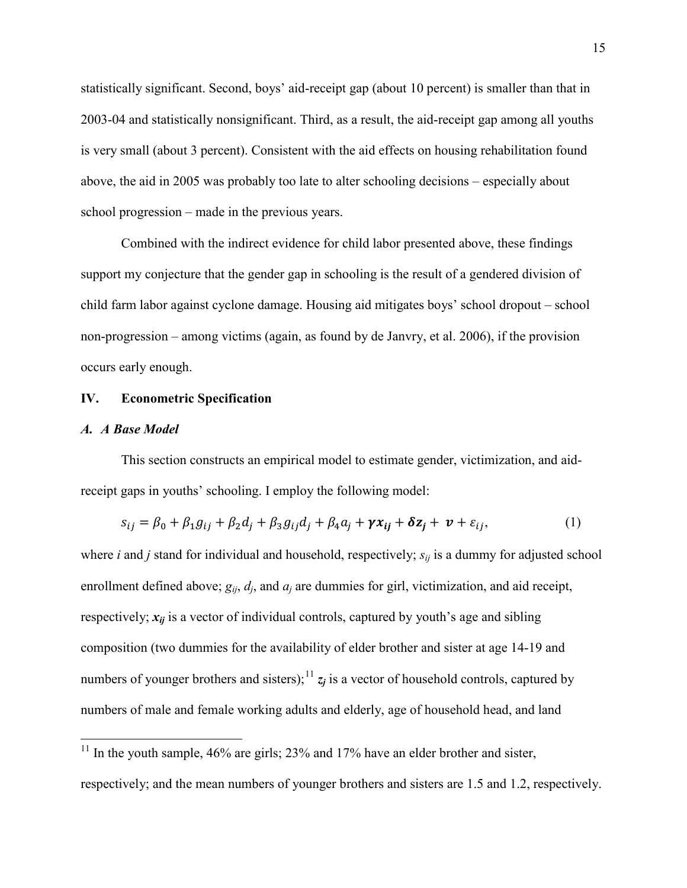statistically significant. Second, boys' aid-receipt gap (about 10 percent) is smaller than that in 2003-04 and statistically nonsignificant. Third, as a result, the aid-receipt gap among all youths is very small (about 3 percent). Consistent with the aid effects on housing rehabilitation found above, the aid in 2005 was probably too late to alter schooling decisions – especially about school progression – made in the previous years.

Combined with the indirect evidence for child labor presented above, these findings support my conjecture that the gender gap in schooling is the result of a gendered division of child farm labor against cyclone damage. Housing aid mitigates boys' school dropout – school non-progression – among victims (again, as found by de Janvry, et al. 2006), if the provision occurs early enough.

## IV. Econometric Specification

### *A. A Base Model*

This section constructs an empirical model to estimate gender, victimization, and aid-receipt gaps in youths' schooling. I employ the following model:

$$s_{ij} = \beta_0 + \beta_1 g_{ij} + \beta_2 d_j + \beta_3 g_{ij} d_j + \beta_4 a_j + \boldsymbol{\gamma} \boldsymbol{x_{ij}} + \boldsymbol{\delta} \boldsymbol{z_j} + \boldsymbol{v} + \varepsilon_{ij}, \tag{1}$$

where *i* and *j* stand for individual and household, respectively; $s_{ij}$ is a dummy for adjusted school enrollment defined above; $g_{ij}$, $d_j$, and $a_j$ are dummies for girl, victimization, and aid receipt, respectively; $\boldsymbol{x_{ij}}$ is a vector of individual controls, captured by youth's age and sibling composition (two dummies for the availability of elder brother and sister at age 14-19 and numbers of younger brothers and sisters);[11] $\boldsymbol{z_j}$ is a vector of household controls, captured by numbers of male and female working adults and elderly, age of household head, and land

[11] In the youth sample, 46% are girls; 23% and 17% have an elder brother and sister, respectively; and the mean numbers of younger brothers and sisters are 1.5 and 1.2, respectively.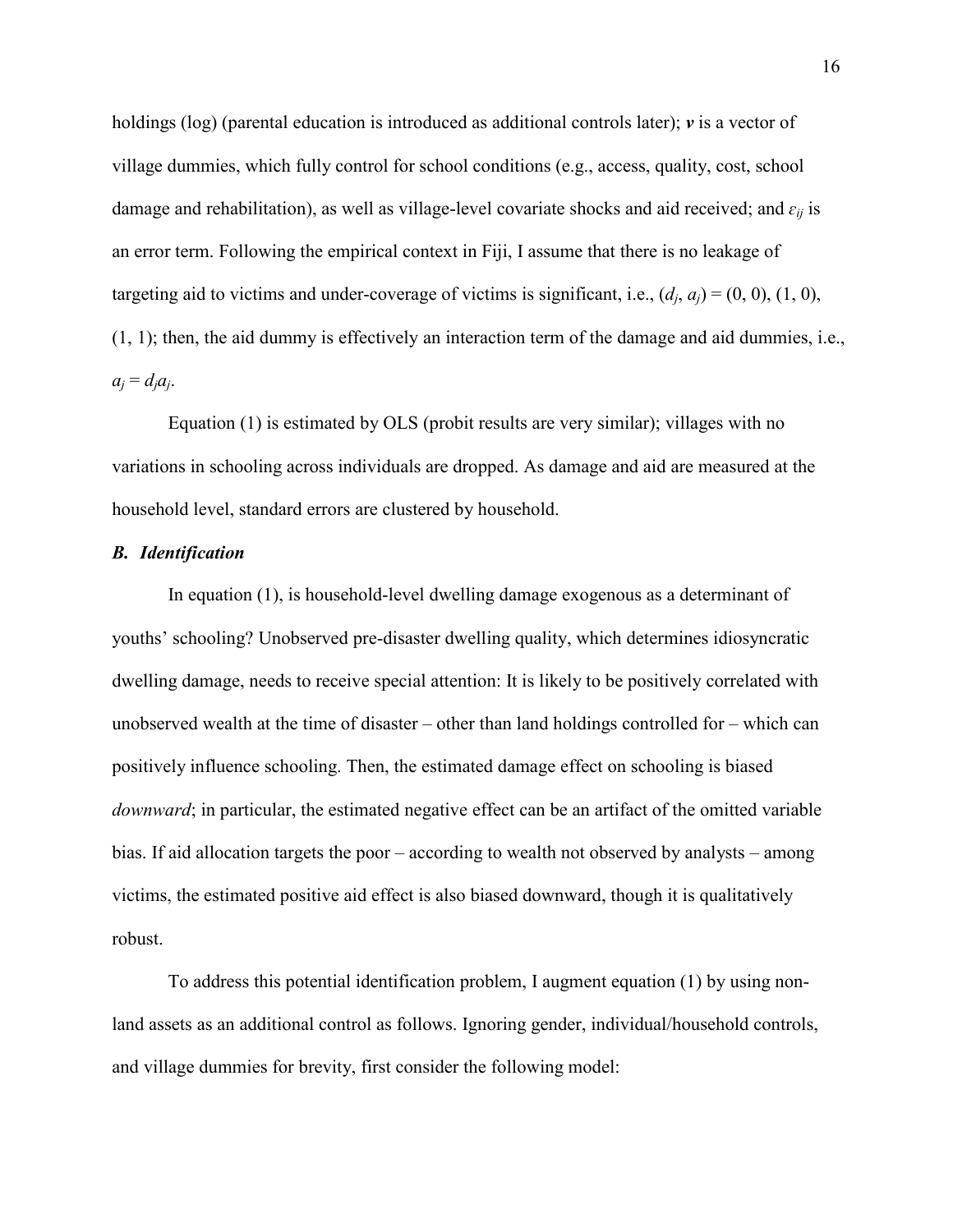holdings (log) (parental education is introduced as additional controls later); $\boldsymbol{v}$ is a vector of village dummies, which fully control for school conditions (e.g., access, quality, cost, school damage and rehabilitation), as well as village-level covariate shocks and aid received; and $\varepsilon_{ij}$ is an error term. Following the empirical context in Fiji, I assume that there is no leakage of targeting aid to victims and under-coverage of victims is significant, i.e., $(d_j, a_j) = (0, 0), (1, 0), (1, 1)$; then, the aid dummy is effectively an interaction term of the damage and aid dummies, i.e., $a_j = d_j a_j$.

Equation (1) is estimated by OLS (probit results are very similar); villages with no variations in schooling across individuals are dropped. As damage and aid are measured at the household level, standard errors are clustered by household.

### *B. Identification*

In equation (1), is household-level dwelling damage exogenous as a determinant of youths' schooling? Unobserved pre-disaster dwelling quality, which determines idiosyncratic dwelling damage, needs to receive special attention: It is likely to be positively correlated with unobserved wealth at the time of disaster – other than land holdings controlled for – which can positively influence schooling. Then, the estimated damage effect on schooling is biased *downward*; in particular, the estimated negative effect can be an artifact of the omitted variable bias. If aid allocation targets the poor – according to wealth not observed by analysts – among victims, the estimated positive aid effect is also biased downward, though it is qualitatively robust.

To address this potential identification problem, I augment equation (1) by using non-land assets as an additional control as follows. Ignoring gender, individual/household controls, and village dummies for brevity, first consider the following model: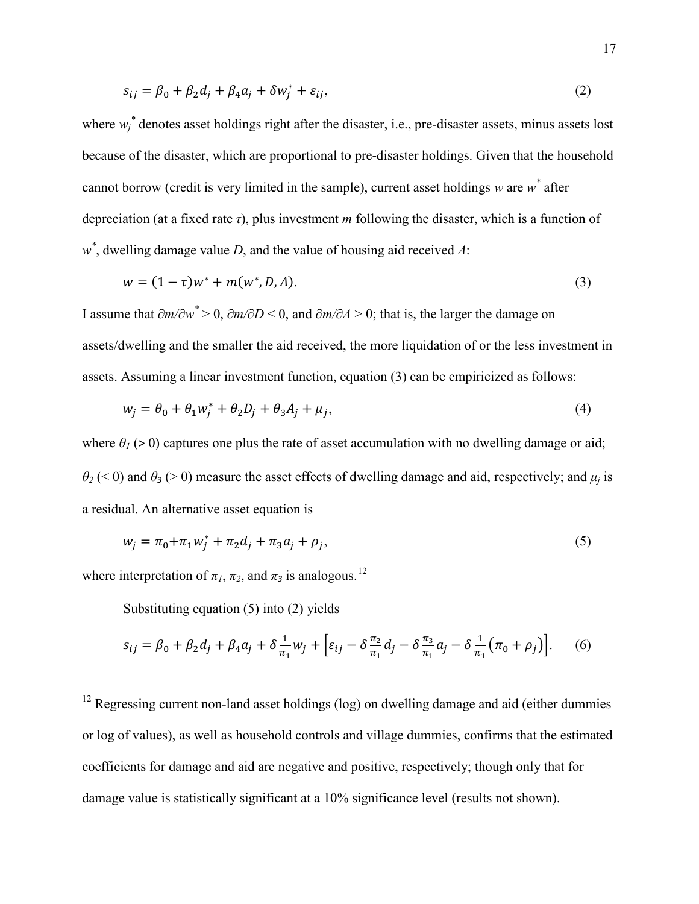$$s_{ij} = \beta_0 + \beta_2 d_j + \beta_4 a_j + \delta w_j^* + \varepsilon_{ij}, \tag{2}$$

where $w_j^*$ denotes asset holdings right after the disaster, i.e., pre-disaster assets, minus assets lost because of the disaster, which are proportional to pre-disaster holdings. Given that the household cannot borrow (credit is very limited in the sample), current asset holdings $w$ are $w^*$ after depreciation (at a fixed rate $\tau$), plus investment $m$ following the disaster, which is a function of $w^*$, dwelling damage value $D$, and the value of housing aid received $A$:

$$w = (1 - \tau)w^* + m(w^*, D, A). \tag{3}$$

I assume that $\partial m/\partial w^* > 0$, $\partial m/\partial D < 0$, and $\partial m/\partial A > 0$; that is, the larger the damage on assets/dwelling and the smaller the aid received, the more liquidation of or the less investment in assets. Assuming a linear investment function, equation (3) can be empiricized as follows:

$$w_j = \theta_0 + \theta_1 w_j^* + \theta_2 D_j + \theta_3 A_j + \mu_j, \tag{4}$$

where $\theta_1$ (> 0) captures one plus the rate of asset accumulation with no dwelling damage or aid; $\theta_2$ (< 0) and $\theta_3$ (> 0) measure the asset effects of dwelling damage and aid, respectively; and $\mu_j$ is a residual. An alternative asset equation is

$$w_j = \pi_0 + \pi_1 w_j^* + \pi_2 d_j + \pi_3 a_j + \rho_j, \tag{5}$$

where interpretation of $\pi_1$, $\pi_2$, and $\pi_3$ is analogous.[12]

Substituting equation (5) into (2) yields

$$s_{ij} = \beta_0 + \beta_2 d_j + \beta_4 a_j + \delta \frac{1}{\pi_1} w_j + \left[\varepsilon_{ij} - \delta \frac{\pi_2}{\pi_1} d_j - \delta \frac{\pi_3}{\pi_1} a_j - \delta \frac{1}{\pi_1}\left(\pi_0 + \rho_j\right)\right]. \tag{6}$$

---

[12] Regressing current non-land asset holdings (log) on dwelling damage and aid (either dummies or log of values), as well as household controls and village dummies, confirms that the estimated coefficients for damage and aid are negative and positive, respectively; though only that for damage value is statistically significant at a 10% significance level (results not shown).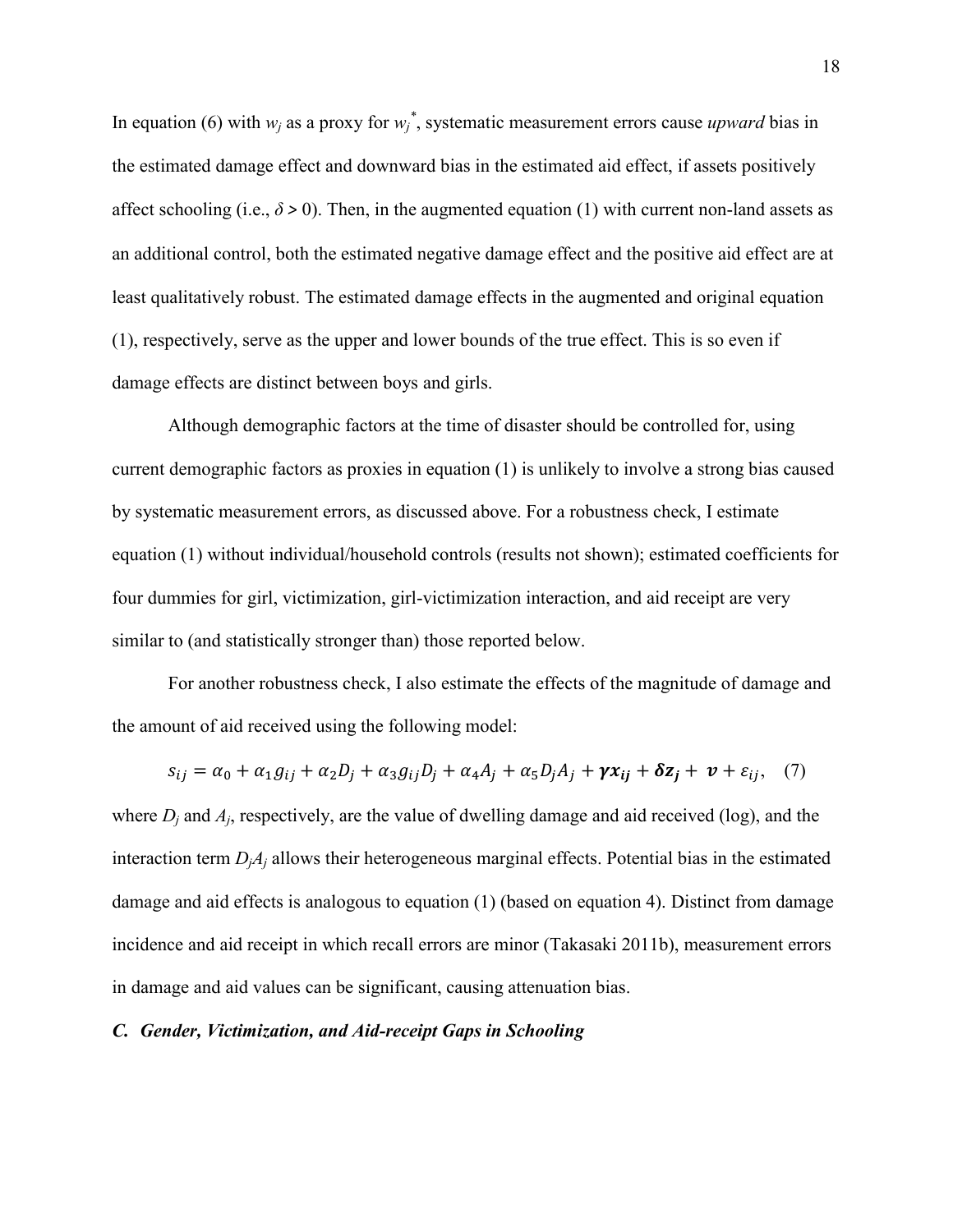In equation (6) with $w_j$ as a proxy for $w_j^*$, systematic measurement errors cause *upward* bias in the estimated damage effect and downward bias in the estimated aid effect, if assets positively affect schooling (i.e., $\delta > 0$). Then, in the augmented equation (1) with current non-land assets as an additional control, both the estimated negative damage effect and the positive aid effect are at least qualitatively robust. The estimated damage effects in the augmented and original equation (1), respectively, serve as the upper and lower bounds of the true effect. This is so even if damage effects are distinct between boys and girls.

Although demographic factors at the time of disaster should be controlled for, using current demographic factors as proxies in equation (1) is unlikely to involve a strong bias caused by systematic measurement errors, as discussed above. For a robustness check, I estimate equation (1) without individual/household controls (results not shown); estimated coefficients for four dummies for girl, victimization, girl-victimization interaction, and aid receipt are very similar to (and statistically stronger than) those reported below.

For another robustness check, I also estimate the effects of the magnitude of damage and the amount of aid received using the following model:

$$s_{ij} = \alpha_0 + \alpha_1 g_{ij} + \alpha_2 D_j + \alpha_3 g_{ij} D_j + \alpha_4 A_j + \alpha_5 D_j A_j + \boldsymbol{\gamma x_{ij}} + \boldsymbol{\delta z_j} + \boldsymbol{v} + \varepsilon_{ij}, \quad (7)$$

where $D_j$ and $A_j$, respectively, are the value of dwelling damage and aid received (log), and the interaction term $D_jA_j$ allows their heterogeneous marginal effects. Potential bias in the estimated damage and aid effects is analogous to equation (1) (based on equation 4). Distinct from damage incidence and aid receipt in which recall errors are minor (Takasaki 2011b), measurement errors in damage and aid values can be significant, causing attenuation bias.

### *C. Gender, Victimization, and Aid-receipt Gaps in Schooling*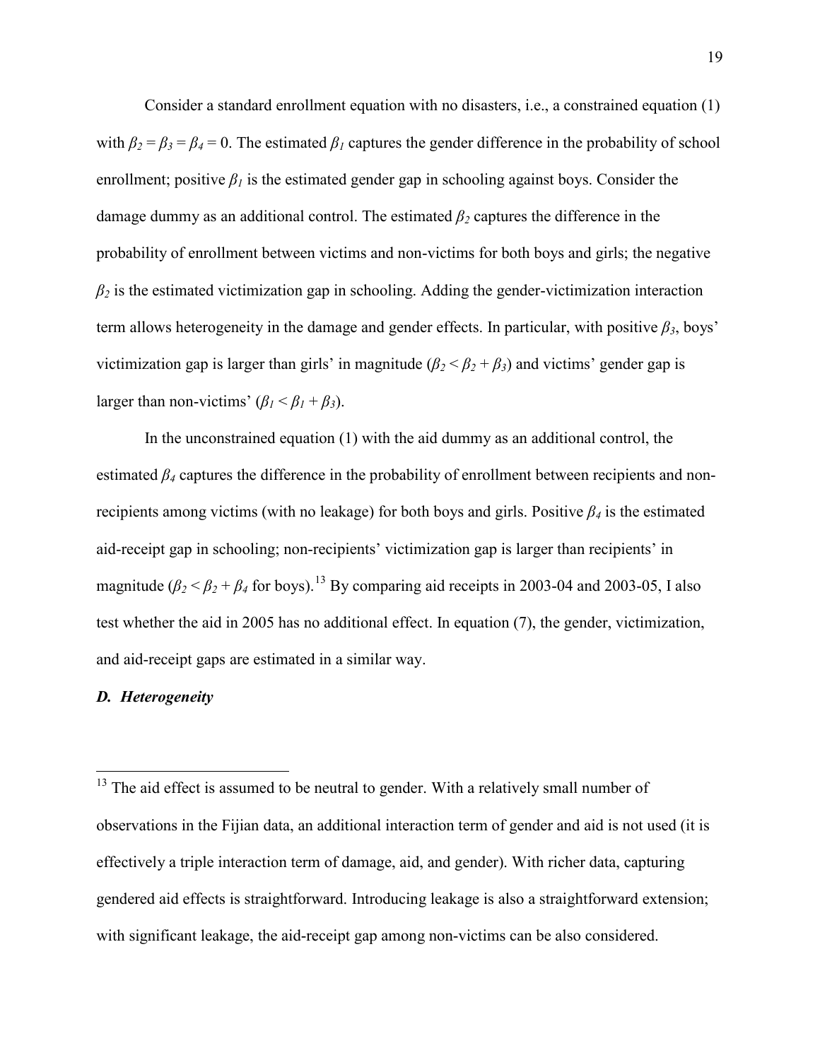Consider a standard enrollment equation with no disasters, i.e., a constrained equation (1) with $\beta_2 = \beta_3 = \beta_4 = 0$. The estimated $\beta_1$ captures the gender difference in the probability of school enrollment; positive $\beta_1$ is the estimated gender gap in schooling against boys. Consider the damage dummy as an additional control. The estimated $\beta_2$ captures the difference in the probability of enrollment between victims and non-victims for both boys and girls; the negative $\beta_2$ is the estimated victimization gap in schooling. Adding the gender-victimization interaction term allows heterogeneity in the damage and gender effects. In particular, with positive $\beta_3$, boys' victimization gap is larger than girls' in magnitude ($\beta_2 < \beta_2 + \beta_3$) and victims' gender gap is larger than non-victims' ($\beta_1 < \beta_1 + \beta_3$).

In the unconstrained equation (1) with the aid dummy as an additional control, the estimated $\beta_4$ captures the difference in the probability of enrollment between recipients and non-recipients among victims (with no leakage) for both boys and girls. Positive $\beta_4$ is the estimated aid-receipt gap in schooling; non-recipients' victimization gap is larger than recipients' in magnitude ($\beta_2 < \beta_2 + \beta_4$ for boys).[13] By comparing aid receipts in 2003-04 and 2003-05, I also test whether the aid in 2005 has no additional effect. In equation (7), the gender, victimization, and aid-receipt gaps are estimated in a similar way.

### *D. Heterogeneity*

---

[13] The aid effect is assumed to be neutral to gender. With a relatively small number of observations in the Fijian data, an additional interaction term of gender and aid is not used (it is effectively a triple interaction term of damage, aid, and gender). With richer data, capturing gendered aid effects is straightforward. Introducing leakage is also a straightforward extension; with significant leakage, the aid-receipt gap among non-victims can be also considered.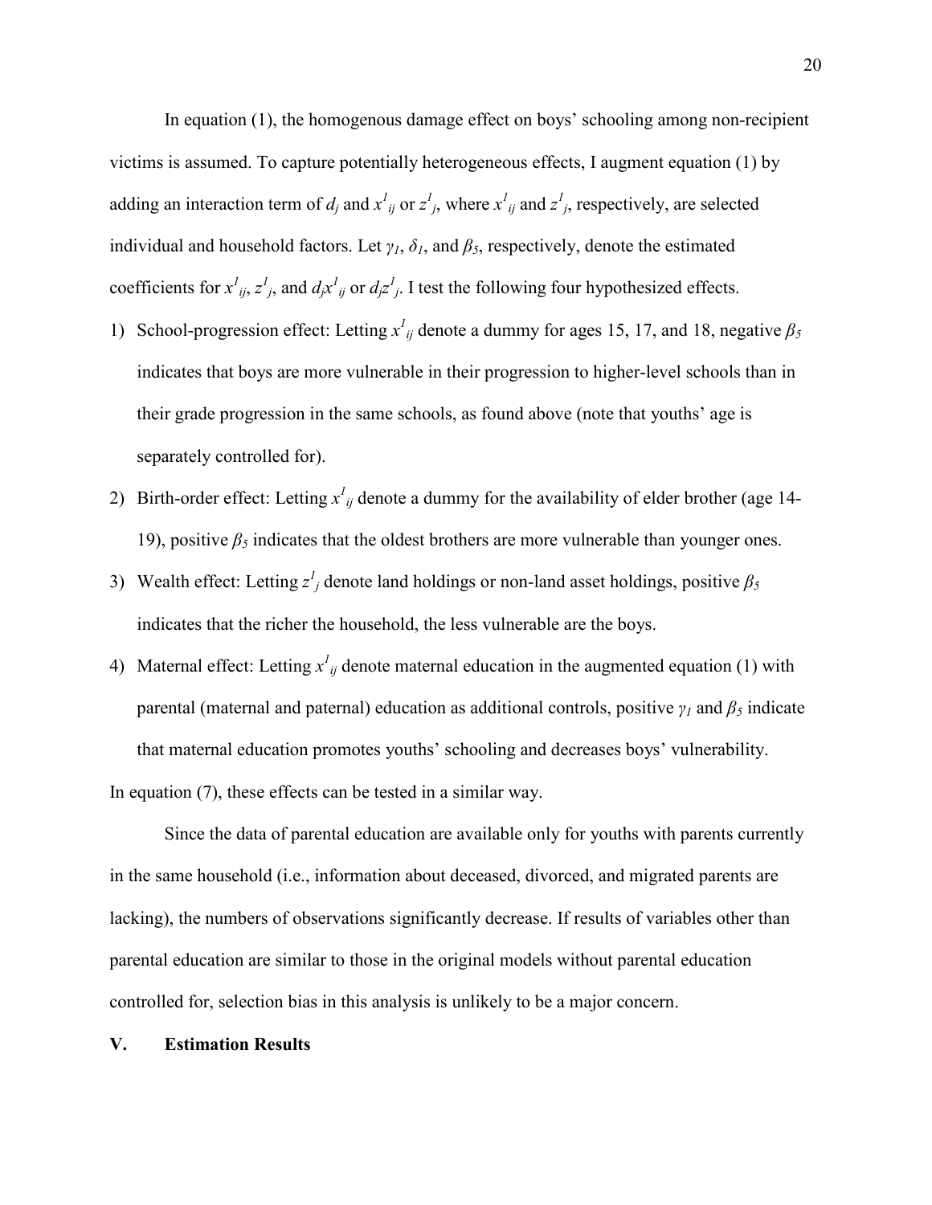In equation (1), the homogenous damage effect on boys' schooling among non-recipient victims is assumed. To capture potentially heterogeneous effects, I augment equation (1) by adding an interaction term of $d_j$ and $x^1_{ij}$ or $z^1_j$, where $x^1_{ij}$ and $z^1_j$, respectively, are selected individual and household factors. Let $\gamma_1$, $\delta_1$, and $\beta_5$, respectively, denote the estimated coefficients for $x^1_{ij}$, $z^1_j$, and $d_j x^1_{ij}$ or $d_j z^1_j$. I test the following four hypothesized effects.

1) School-progression effect: Letting $x^1_{ij}$ denote a dummy for ages 15, 17, and 18, negative $\beta_5$ indicates that boys are more vulnerable in their progression to higher-level schools than in their grade progression in the same schools, as found above (note that youths' age is separately controlled for).
2) Birth-order effect: Letting $x^1_{ij}$ denote a dummy for the availability of elder brother (age 14-19), positive $\beta_5$ indicates that the oldest brothers are more vulnerable than younger ones.
3) Wealth effect: Letting $z^1_j$ denote land holdings or non-land asset holdings, positive $\beta_5$ indicates that the richer the household, the less vulnerable are the boys.
4) Maternal effect: Letting $x^1_{ij}$ denote maternal education in the augmented equation (1) with parental (maternal and paternal) education as additional controls, positive $\gamma_1$ and $\beta_5$ indicate that maternal education promotes youths' schooling and decreases boys' vulnerability.

In equation (7), these effects can be tested in a similar way.

Since the data of parental education are available only for youths with parents currently in the same household (i.e., information about deceased, divorced, and migrated parents are lacking), the numbers of observations significantly decrease. If results of variables other than parental education are similar to those in the original models without parental education controlled for, selection bias in this analysis is unlikely to be a major concern.

## V. Estimation Results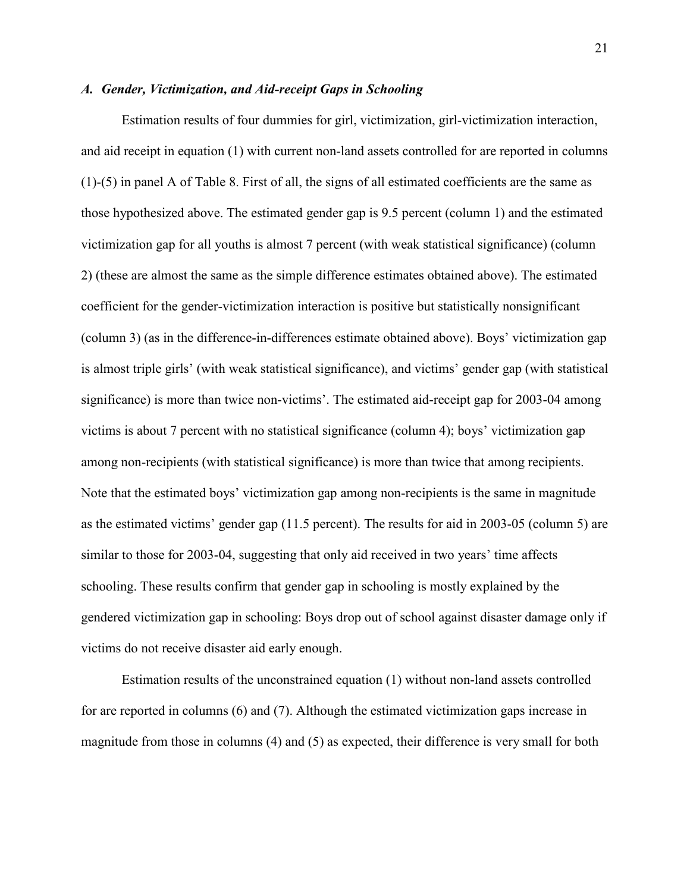### *A. Gender, Victimization, and Aid-receipt Gaps in Schooling*

Estimation results of four dummies for girl, victimization, girl-victimization interaction, and aid receipt in equation (1) with current non-land assets controlled for are reported in columns (1)-(5) in panel A of Table 8. First of all, the signs of all estimated coefficients are the same as those hypothesized above. The estimated gender gap is 9.5 percent (column 1) and the estimated victimization gap for all youths is almost 7 percent (with weak statistical significance) (column 2) (these are almost the same as the simple difference estimates obtained above). The estimated coefficient for the gender-victimization interaction is positive but statistically nonsignificant (column 3) (as in the difference-in-differences estimate obtained above). Boys' victimization gap is almost triple girls' (with weak statistical significance), and victims' gender gap (with statistical significance) is more than twice non-victims'. The estimated aid-receipt gap for 2003-04 among victims is about 7 percent with no statistical significance (column 4); boys' victimization gap among non-recipients (with statistical significance) is more than twice that among recipients. Note that the estimated boys' victimization gap among non-recipients is the same in magnitude as the estimated victims' gender gap (11.5 percent). The results for aid in 2003-05 (column 5) are similar to those for 2003-04, suggesting that only aid received in two years' time affects schooling. These results confirm that gender gap in schooling is mostly explained by the gendered victimization gap in schooling: Boys drop out of school against disaster damage only if victims do not receive disaster aid early enough.

Estimation results of the unconstrained equation (1) without non-land assets controlled for are reported in columns (6) and (7). Although the estimated victimization gaps increase in magnitude from those in columns (4) and (5) as expected, their difference is very small for both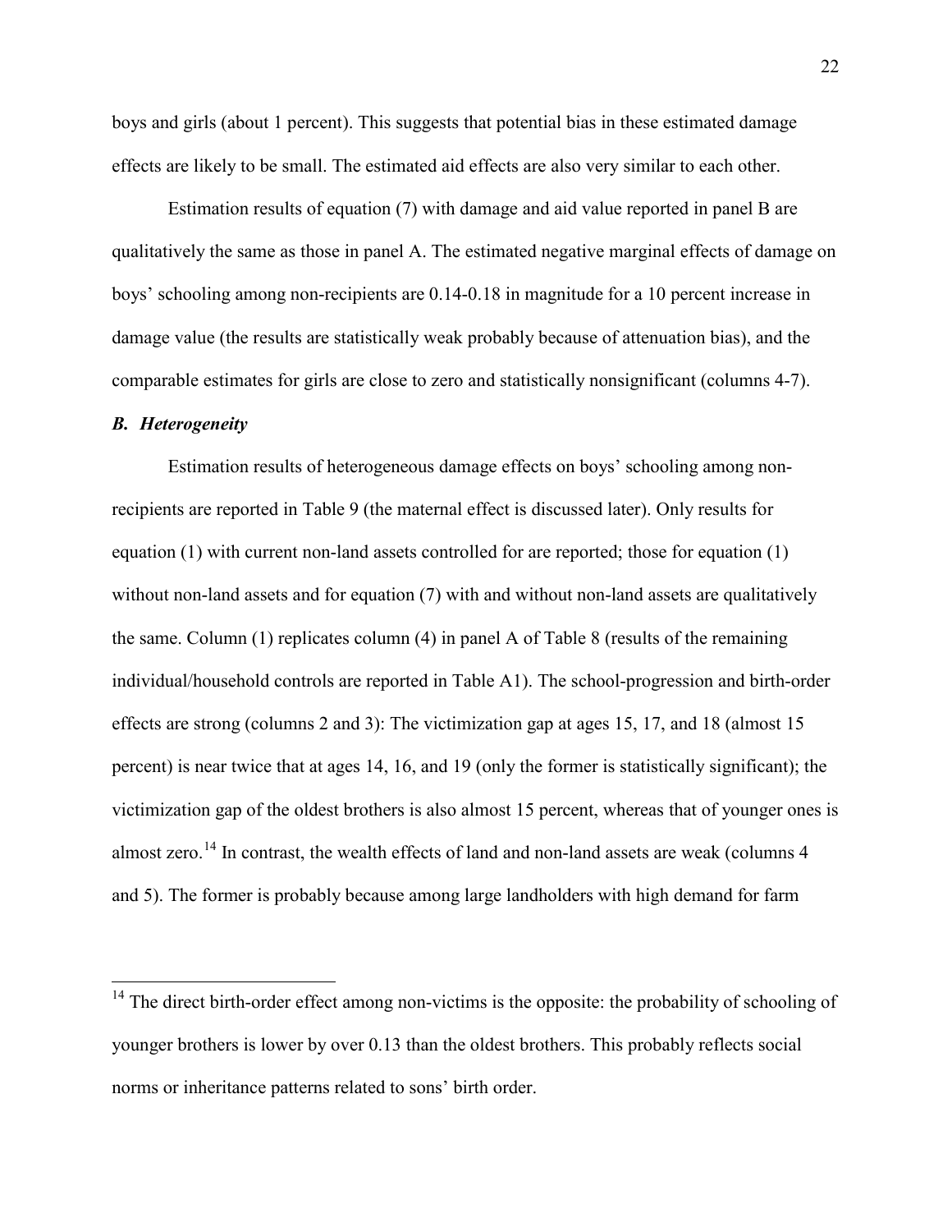boys and girls (about 1 percent). This suggests that potential bias in these estimated damage effects are likely to be small. The estimated aid effects are also very similar to each other.

Estimation results of equation (7) with damage and aid value reported in panel B are qualitatively the same as those in panel A. The estimated negative marginal effects of damage on boys' schooling among non-recipients are 0.14-0.18 in magnitude for a 10 percent increase in damage value (the results are statistically weak probably because of attenuation bias), and the comparable estimates for girls are close to zero and statistically nonsignificant (columns 4-7).

### *B. Heterogeneity*

Estimation results of heterogeneous damage effects on boys' schooling among non-recipients are reported in Table 9 (the maternal effect is discussed later). Only results for equation (1) with current non-land assets controlled for are reported; those for equation (1) without non-land assets and for equation (7) with and without non-land assets are qualitatively the same. Column (1) replicates column (4) in panel A of Table 8 (results of the remaining individual/household controls are reported in Table A1). The school-progression and birth-order effects are strong (columns 2 and 3): The victimization gap at ages 15, 17, and 18 (almost 15 percent) is near twice that at ages 14, 16, and 19 (only the former is statistically significant); the victimization gap of the oldest brothers is also almost 15 percent, whereas that of younger ones is almost zero.[14] In contrast, the wealth effects of land and non-land assets are weak (columns 4 and 5). The former is probably because among large landholders with high demand for farm

[14] The direct birth-order effect among non-victims is the opposite: the probability of schooling of younger brothers is lower by over 0.13 than the oldest brothers. This probably reflects social norms or inheritance patterns related to sons' birth order.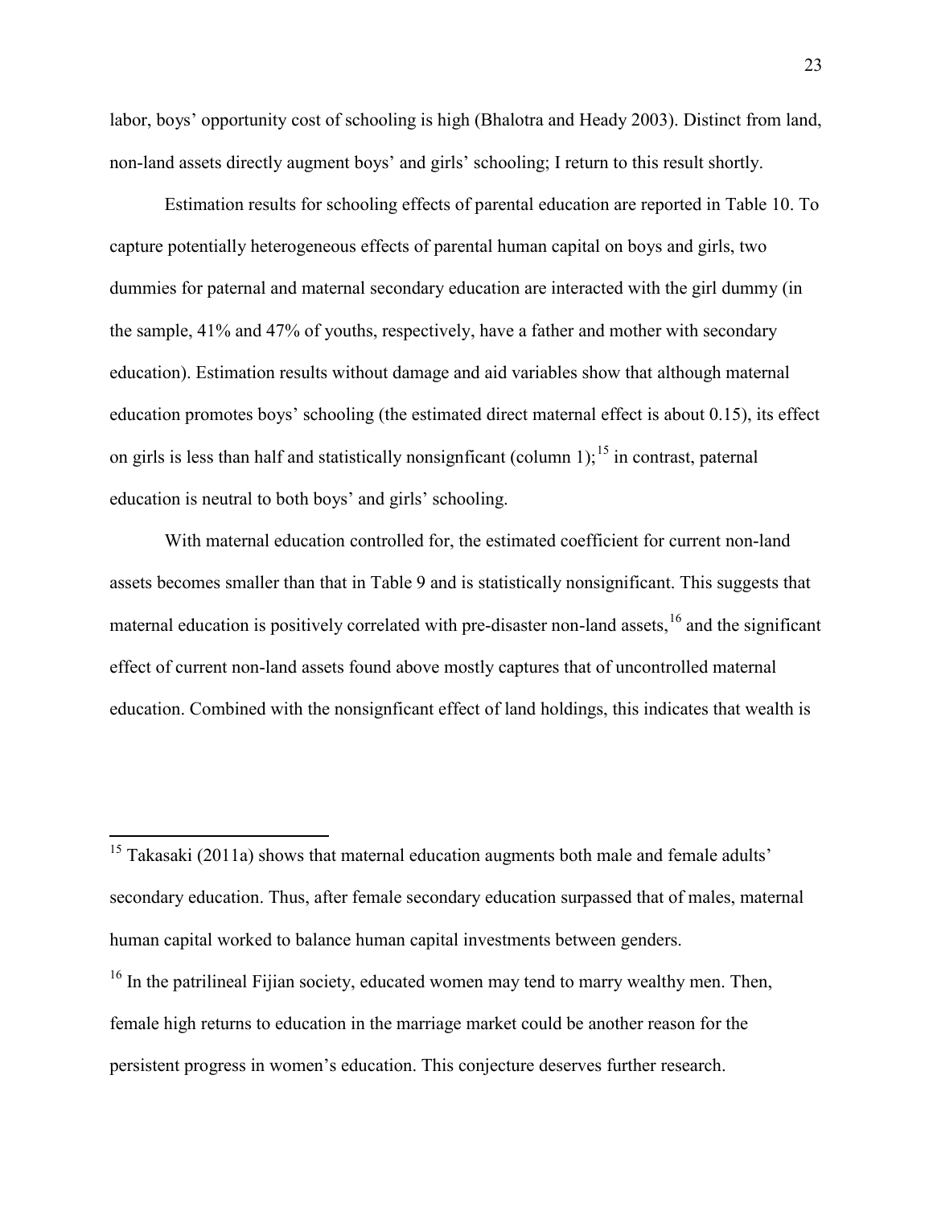labor, boys' opportunity cost of schooling is high (Bhalotra and Heady 2003). Distinct from land, non-land assets directly augment boys' and girls' schooling; I return to this result shortly.

Estimation results for schooling effects of parental education are reported in Table 10. To capture potentially heterogeneous effects of parental human capital on boys and girls, two dummies for paternal and maternal secondary education are interacted with the girl dummy (in the sample, 41% and 47% of youths, respectively, have a father and mother with secondary education). Estimation results without damage and aid variables show that although maternal education promotes boys' schooling (the estimated direct maternal effect is about 0.15), its effect on girls is less than half and statistically nonsignficant (column 1);[15] in contrast, paternal education is neutral to both boys' and girls' schooling.

With maternal education controlled for, the estimated coefficient for current non-land assets becomes smaller than that in Table 9 and is statistically nonsignificant. This suggests that maternal education is positively correlated with pre-disaster non-land assets,[16] and the significant effect of current non-land assets found above mostly captures that of uncontrolled maternal education. Combined with the nonsignficant effect of land holdings, this indicates that wealth is

---

[15] Takasaki (2011a) shows that maternal education augments both male and female adults' secondary education. Thus, after female secondary education surpassed that of males, maternal human capital worked to balance human capital investments between genders.

[16] In the patrilineal Fijian society, educated women may tend to marry wealthy men. Then, female high returns to education in the marriage market could be another reason for the persistent progress in women's education. This conjecture deserves further research.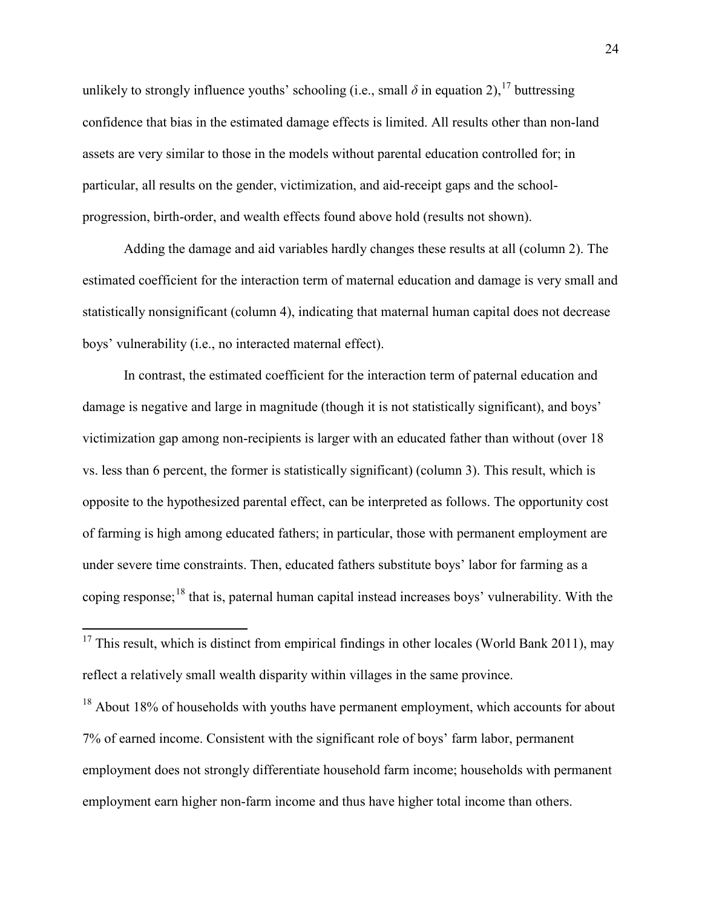unlikely to strongly influence youths' schooling (i.e., small $\delta$ in equation 2),[17] buttressing confidence that bias in the estimated damage effects is limited. All results other than non-land assets are very similar to those in the models without parental education controlled for; in particular, all results on the gender, victimization, and aid-receipt gaps and the school-progression, birth-order, and wealth effects found above hold (results not shown).

Adding the damage and aid variables hardly changes these results at all (column 2). The estimated coefficient for the interaction term of maternal education and damage is very small and statistically nonsignificant (column 4), indicating that maternal human capital does not decrease boys' vulnerability (i.e., no interacted maternal effect).

In contrast, the estimated coefficient for the interaction term of paternal education and damage is negative and large in magnitude (though it is not statistically significant), and boys' victimization gap among non-recipients is larger with an educated father than without (over 18 vs. less than 6 percent, the former is statistically significant) (column 3). This result, which is opposite to the hypothesized parental effect, can be interpreted as follows. The opportunity cost of farming is high among educated fathers; in particular, those with permanent employment are under severe time constraints. Then, educated fathers substitute boys' labor for farming as a coping response;[18] that is, paternal human capital instead increases boys' vulnerability. With the

[17] This result, which is distinct from empirical findings in other locales (World Bank 2011), may reflect a relatively small wealth disparity within villages in the same province.

[18] About 18% of households with youths have permanent employment, which accounts for about 7% of earned income. Consistent with the significant role of boys' farm labor, permanent employment does not strongly differentiate household farm income; households with permanent employment earn higher non-farm income and thus have higher total income than others.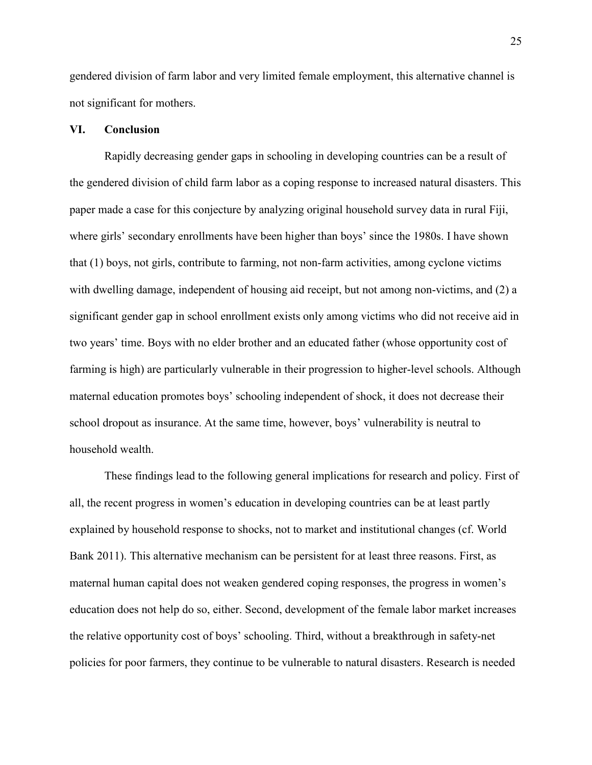gendered division of farm labor and very limited female employment, this alternative channel is not significant for mothers.

## VI. Conclusion

Rapidly decreasing gender gaps in schooling in developing countries can be a result of the gendered division of child farm labor as a coping response to increased natural disasters. This paper made a case for this conjecture by analyzing original household survey data in rural Fiji, where girls' secondary enrollments have been higher than boys' since the 1980s. I have shown that (1) boys, not girls, contribute to farming, not non-farm activities, among cyclone victims with dwelling damage, independent of housing aid receipt, but not among non-victims, and (2) a significant gender gap in school enrollment exists only among victims who did not receive aid in two years' time. Boys with no elder brother and an educated father (whose opportunity cost of farming is high) are particularly vulnerable in their progression to higher-level schools. Although maternal education promotes boys' schooling independent of shock, it does not decrease their school dropout as insurance. At the same time, however, boys' vulnerability is neutral to household wealth.

These findings lead to the following general implications for research and policy. First of all, the recent progress in women's education in developing countries can be at least partly explained by household response to shocks, not to market and institutional changes (cf. World Bank 2011). This alternative mechanism can be persistent for at least three reasons. First, as maternal human capital does not weaken gendered coping responses, the progress in women's education does not help do so, either. Second, development of the female labor market increases the relative opportunity cost of boys' schooling. Third, without a breakthrough in safety-net policies for poor farmers, they continue to be vulnerable to natural disasters. Research is needed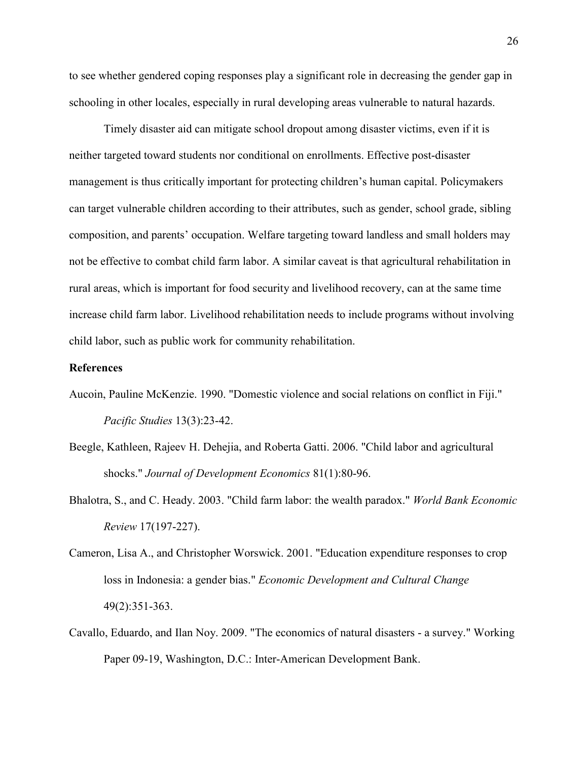to see whether gendered coping responses play a significant role in decreasing the gender gap in schooling in other locales, especially in rural developing areas vulnerable to natural hazards.

Timely disaster aid can mitigate school dropout among disaster victims, even if it is neither targeted toward students nor conditional on enrollments. Effective post-disaster management is thus critically important for protecting children's human capital. Policymakers can target vulnerable children according to their attributes, such as gender, school grade, sibling composition, and parents' occupation. Welfare targeting toward landless and small holders may not be effective to combat child farm labor. A similar caveat is that agricultural rehabilitation in rural areas, which is important for food security and livelihood recovery, can at the same time increase child farm labor. Livelihood rehabilitation needs to include programs without involving child labor, such as public work for community rehabilitation.

## References

Aucoin, Pauline McKenzie. 1990. "Domestic violence and social relations on conflict in Fiji." *Pacific Studies* 13(3):23-42.

Beegle, Kathleen, Rajeev H. Dehejia, and Roberta Gatti. 2006. "Child labor and agricultural shocks." *Journal of Development Economics* 81(1):80-96.

Bhalotra, S., and C. Heady. 2003. "Child farm labor: the wealth paradox." *World Bank Economic Review* 17(197-227).

Cameron, Lisa A., and Christopher Worswick. 2001. "Education expenditure responses to crop loss in Indonesia: a gender bias." *Economic Development and Cultural Change* 49(2):351-363.

Cavallo, Eduardo, and Ilan Noy. 2009. "The economics of natural disasters - a survey." Working Paper 09-19, Washington, D.C.: Inter-American Development Bank.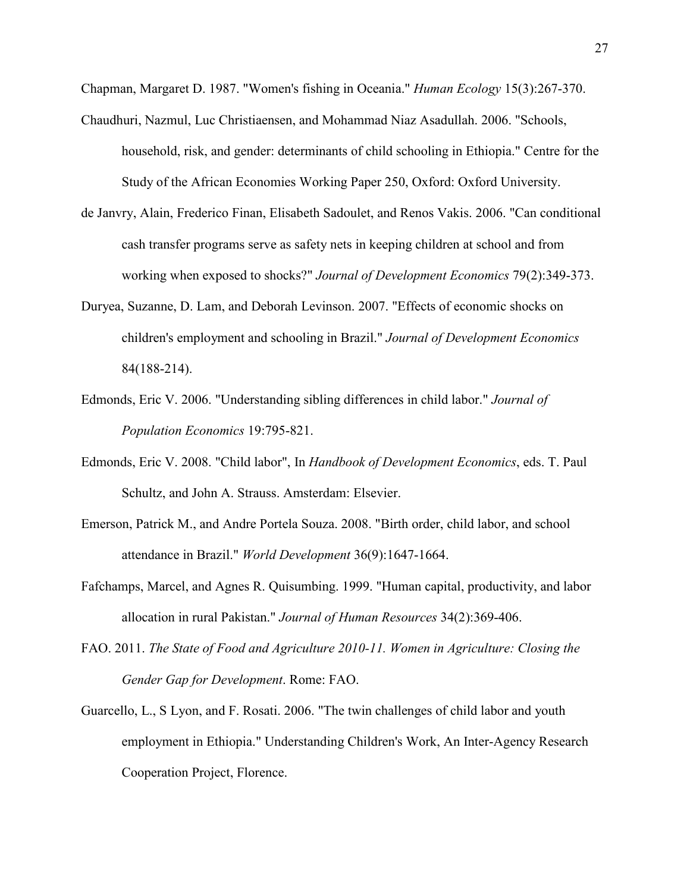Chapman, Margaret D. 1987. "Women's fishing in Oceania." *Human Ecology* 15(3):267-370.

Chaudhuri, Nazmul, Luc Christiaensen, and Mohammad Niaz Asadullah. 2006. "Schools, household, risk, and gender: determinants of child schooling in Ethiopia." Centre for the Study of the African Economies Working Paper 250, Oxford: Oxford University.

de Janvry, Alain, Frederico Finan, Elisabeth Sadoulet, and Renos Vakis. 2006. "Can conditional cash transfer programs serve as safety nets in keeping children at school and from working when exposed to shocks?" *Journal of Development Economics* 79(2):349-373.

Duryea, Suzanne, D. Lam, and Deborah Levinson. 2007. "Effects of economic shocks on children's employment and schooling in Brazil." *Journal of Development Economics* 84(188-214).

Edmonds, Eric V. 2006. "Understanding sibling differences in child labor." *Journal of Population Economics* 19:795-821.

Edmonds, Eric V. 2008. "Child labor", In *Handbook of Development Economics*, eds. T. Paul Schultz, and John A. Strauss. Amsterdam: Elsevier.

Emerson, Patrick M., and Andre Portela Souza. 2008. "Birth order, child labor, and school attendance in Brazil." *World Development* 36(9):1647-1664.

Fafchamps, Marcel, and Agnes R. Quisumbing. 1999. "Human capital, productivity, and labor allocation in rural Pakistan." *Journal of Human Resources* 34(2):369-406.

FAO. 2011. *The State of Food and Agriculture 2010-11. Women in Agriculture: Closing the Gender Gap for Development*. Rome: FAO.

Guarcello, L., S Lyon, and F. Rosati. 2006. "The twin challenges of child labor and youth employment in Ethiopia." Understanding Children's Work, An Inter-Agency Research Cooperation Project, Florence.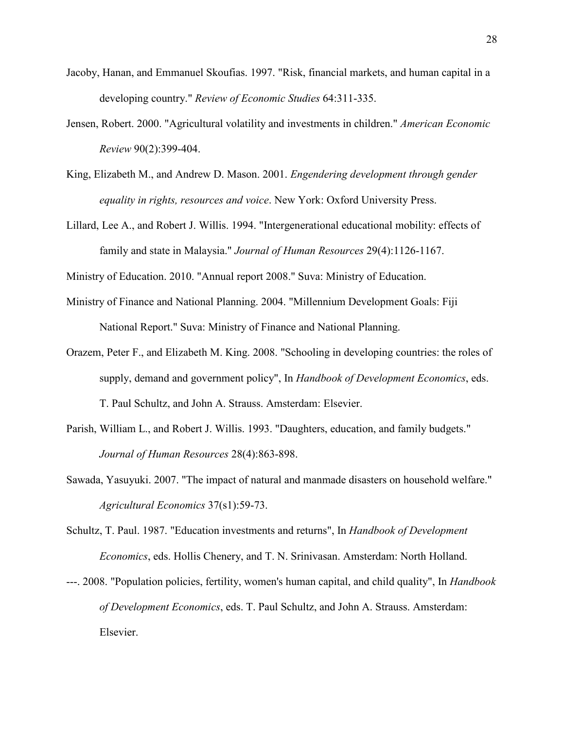Jacoby, Hanan, and Emmanuel Skoufias. 1997. "Risk, financial markets, and human capital in a developing country." *Review of Economic Studies* 64:311-335.

Jensen, Robert. 2000. "Agricultural volatility and investments in children." *American Economic Review* 90(2):399-404.

King, Elizabeth M., and Andrew D. Mason. 2001. *Engendering development through gender equality in rights, resources and voice*. New York: Oxford University Press.

Lillard, Lee A., and Robert J. Willis. 1994. "Intergenerational educational mobility: effects of family and state in Malaysia." *Journal of Human Resources* 29(4):1126-1167.

Ministry of Education. 2010. "Annual report 2008." Suva: Ministry of Education.

Ministry of Finance and National Planning. 2004. "Millennium Development Goals: Fiji National Report." Suva: Ministry of Finance and National Planning.

Orazem, Peter F., and Elizabeth M. King. 2008. "Schooling in developing countries: the roles of supply, demand and government policy", In *Handbook of Development Economics*, eds. T. Paul Schultz, and John A. Strauss. Amsterdam: Elsevier.

Parish, William L., and Robert J. Willis. 1993. "Daughters, education, and family budgets." *Journal of Human Resources* 28(4):863-898.

Sawada, Yasuyuki. 2007. "The impact of natural and manmade disasters on household welfare." *Agricultural Economics* 37(s1):59-73.

Schultz, T. Paul. 1987. "Education investments and returns", In *Handbook of Development Economics*, eds. Hollis Chenery, and T. N. Srinivasan. Amsterdam: North Holland.

---. 2008. "Population policies, fertility, women's human capital, and child quality", In *Handbook of Development Economics*, eds. T. Paul Schultz, and John A. Strauss. Amsterdam: Elsevier.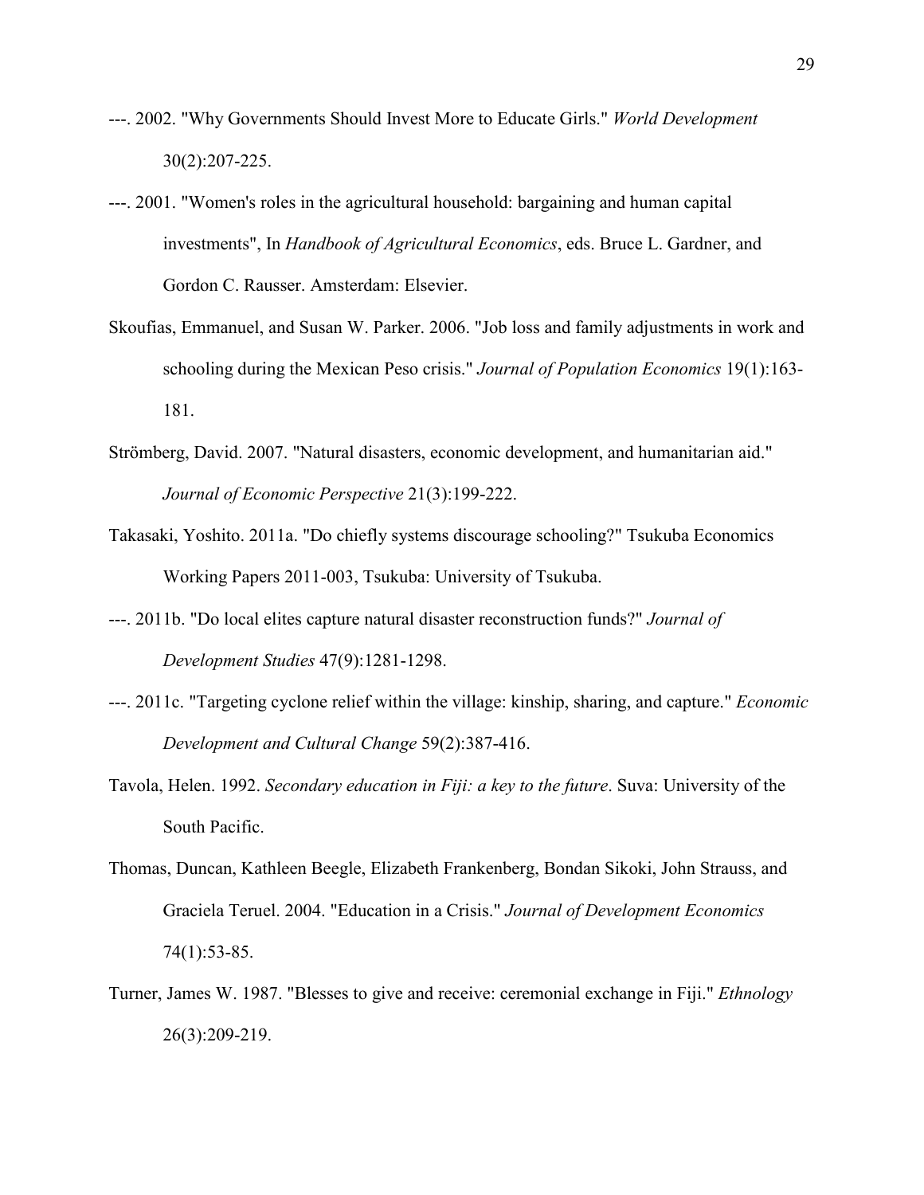---. 2002. "Why Governments Should Invest More to Educate Girls." *World Development* 30(2):207-225.

---. 2001. "Women's roles in the agricultural household: bargaining and human capital investments", In *Handbook of Agricultural Economics*, eds. Bruce L. Gardner, and Gordon C. Rausser. Amsterdam: Elsevier.

Skoufias, Emmanuel, and Susan W. Parker. 2006. "Job loss and family adjustments in work and schooling during the Mexican Peso crisis." *Journal of Population Economics* 19(1):163-181.

Strömberg, David. 2007. "Natural disasters, economic development, and humanitarian aid." *Journal of Economic Perspective* 21(3):199-222.

Takasaki, Yoshito. 2011a. "Do chiefly systems discourage schooling?" Tsukuba Economics Working Papers 2011-003, Tsukuba: University of Tsukuba.

---. 2011b. "Do local elites capture natural disaster reconstruction funds?" *Journal of Development Studies* 47(9):1281-1298.

---. 2011c. "Targeting cyclone relief within the village: kinship, sharing, and capture." *Economic Development and Cultural Change* 59(2):387-416.

Tavola, Helen. 1992. *Secondary education in Fiji: a key to the future*. Suva: University of the South Pacific.

Thomas, Duncan, Kathleen Beegle, Elizabeth Frankenberg, Bondan Sikoki, John Strauss, and Graciela Teruel. 2004. "Education in a Crisis." *Journal of Development Economics* 74(1):53-85.

Turner, James W. 1987. "Blesses to give and receive: ceremonial exchange in Fiji." *Ethnology* 26(3):209-219.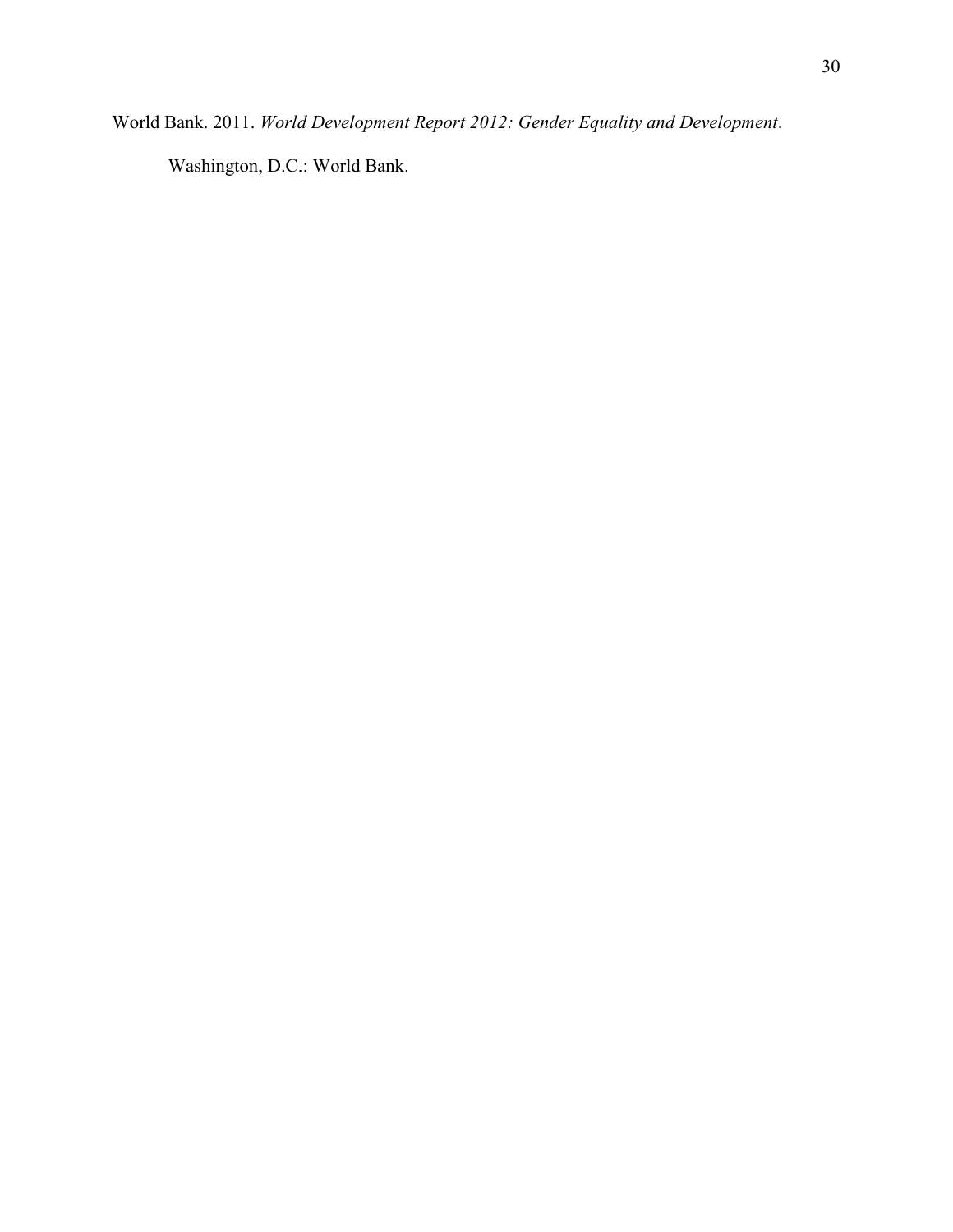World Bank. 2011. *World Development Report 2012: Gender Equality and Development*. Washington, D.C.: World Bank.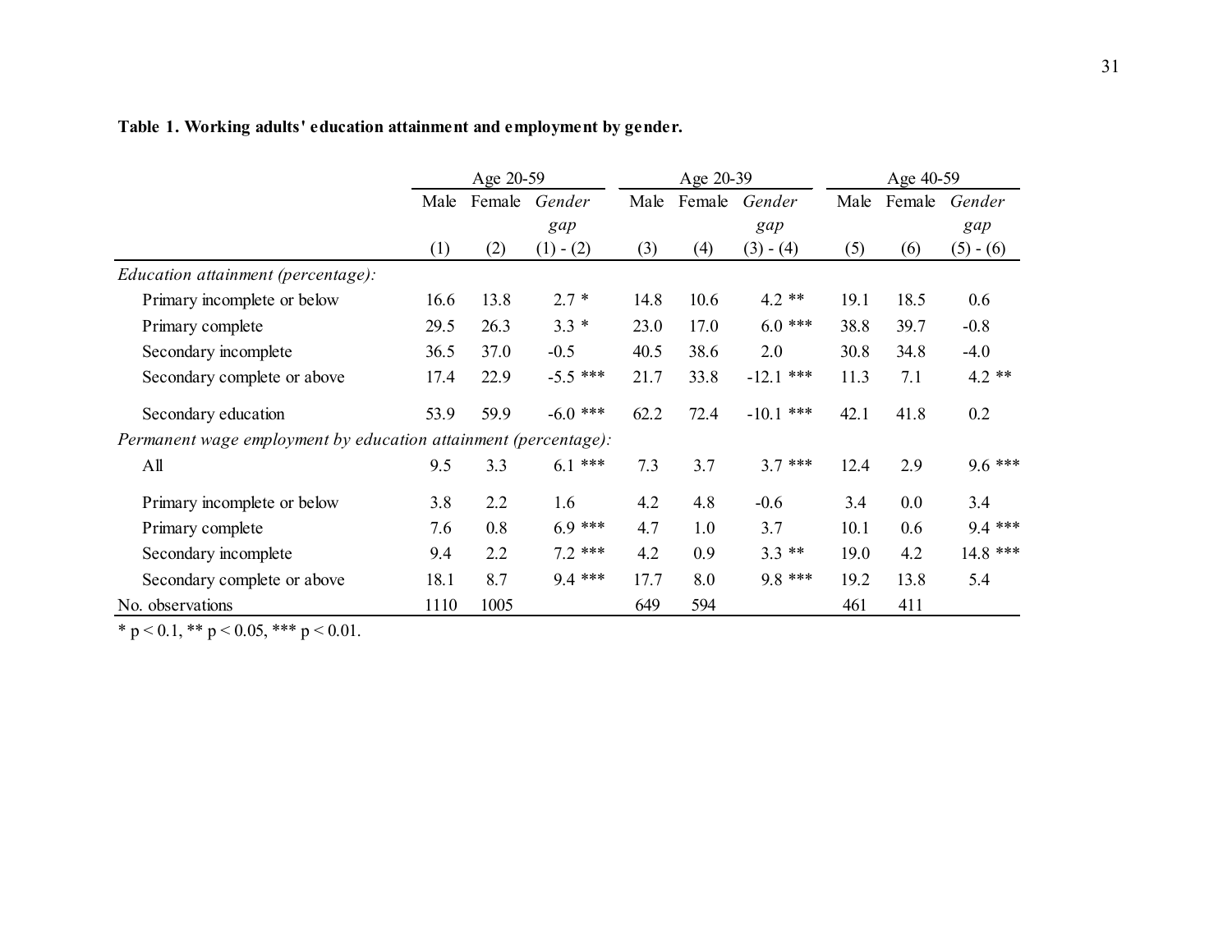**Table 1. Working adults' education attainment and employment by gender.**

| | Age 20-59 | | | Age 20-39 | | | Age 40-59 | | |
|---|---|---|---|---|---|---|---|---|---|
| | Male | Female | *Gender gap* | Male | Female | *Gender gap* | Male | Female | *Gender gap* |
| | (1) | (2) | (1) - (2) | (3) | (4) | (3) - (4) | (5) | (6) | (5) - (6) |
| *Education attainment (percentage):* | | | | | | | | | |
| Primary incomplete or below | 16.6 | 13.8 | 2.7 * | 14.8 | 10.6 | 4.2 ** | 19.1 | 18.5 | 0.6 |
| Primary complete | 29.5 | 26.3 | 3.3 * | 23.0 | 17.0 | 6.0 *** | 38.8 | 39.7 | -0.8 |
| Secondary incomplete | 36.5 | 37.0 | -0.5 | 40.5 | 38.6 | 2.0 | 30.8 | 34.8 | -4.0 |
| Secondary complete or above | 17.4 | 22.9 | -5.5 *** | 21.7 | 33.8 | -12.1 *** | 11.3 | 7.1 | 4.2 ** |
| Secondary education | 53.9 | 59.9 | -6.0 *** | 62.2 | 72.4 | -10.1 *** | 42.1 | 41.8 | 0.2 |
| *Permanent wage employment by education attainment (percentage):* | | | | | | | | | |
| All | 9.5 | 3.3 | 6.1 *** | 7.3 | 3.7 | 3.7 *** | 12.4 | 2.9 | 9.6 *** |
| Primary incomplete or below | 3.8 | 2.2 | 1.6 | 4.2 | 4.8 | -0.6 | 3.4 | 0.0 | 3.4 |
| Primary complete | 7.6 | 0.8 | 6.9 *** | 4.7 | 1.0 | 3.7 | 10.1 | 0.6 | 9.4 *** |
| Secondary incomplete | 9.4 | 2.2 | 7.2 *** | 4.2 | 0.9 | 3.3 ** | 19.0 | 4.2 | 14.8 *** |
| Secondary complete or above | 18.1 | 8.7 | 9.4 *** | 17.7 | 8.0 | 9.8 *** | 19.2 | 13.8 | 5.4 |
| No. observations | 1110 | 1005 | | 649 | 594 | | 461 | 411 | |

* $p < 0.1$, ** $p < 0.05$, *** $p < 0.01$.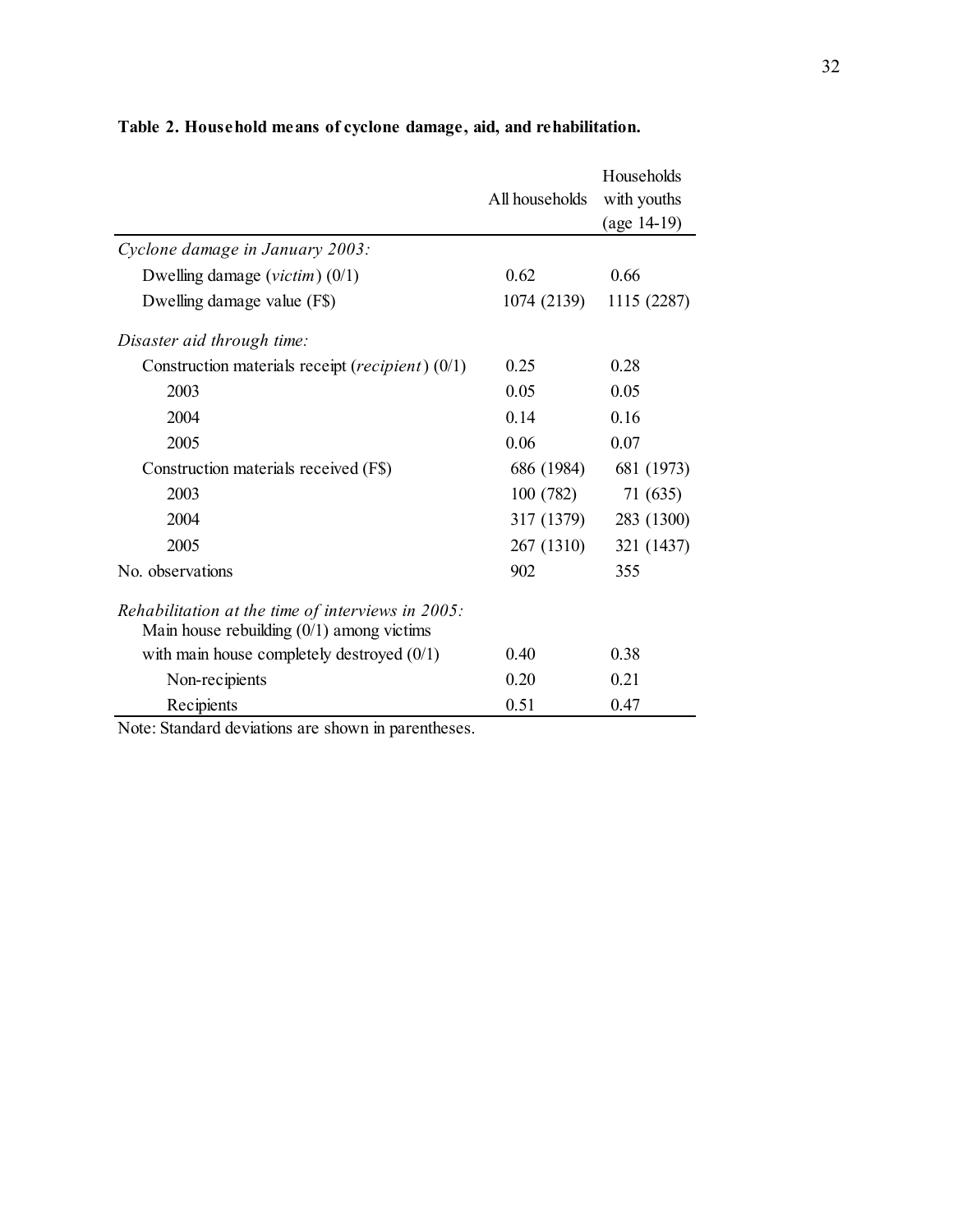**Table 2. Household means of cyclone damage, aid, and rehabilitation.**

| | All households | Households with youths (age 14-19) |
|---|---|---|
| *Cyclone damage in January 2003:* | | |
| Dwelling damage (*victim*) (0/1) | 0.62 | 0.66 |
| Dwelling damage value (F$) | 1074 (2139) | 1115 (2287) |
| *Disaster aid through time:* | | |
| Construction materials receipt (*recipient*) (0/1) | 0.25 | 0.28 |
| 2003 | 0.05 | 0.05 |
| 2004 | 0.14 | 0.16 |
| 2005 | 0.06 | 0.07 |
| Construction materials received (F$) | 686 (1984) | 681 (1973) |
| 2003 | 100 (782) | 71 (635) |
| 2004 | 317 (1379) | 283 (1300) |
| 2005 | 267 (1310) | 321 (1437) |
| No. observations | 902 | 355 |
| *Rehabilitation at the time of interviews in 2005:* | | |
| Main house rebuilding (0/1) among victims with main house completely destroyed (0/1) | 0.40 | 0.38 |
| Non-recipients | 0.20 | 0.21 |
| Recipients | 0.51 | 0.47 |

Note: Standard deviations are shown in parentheses.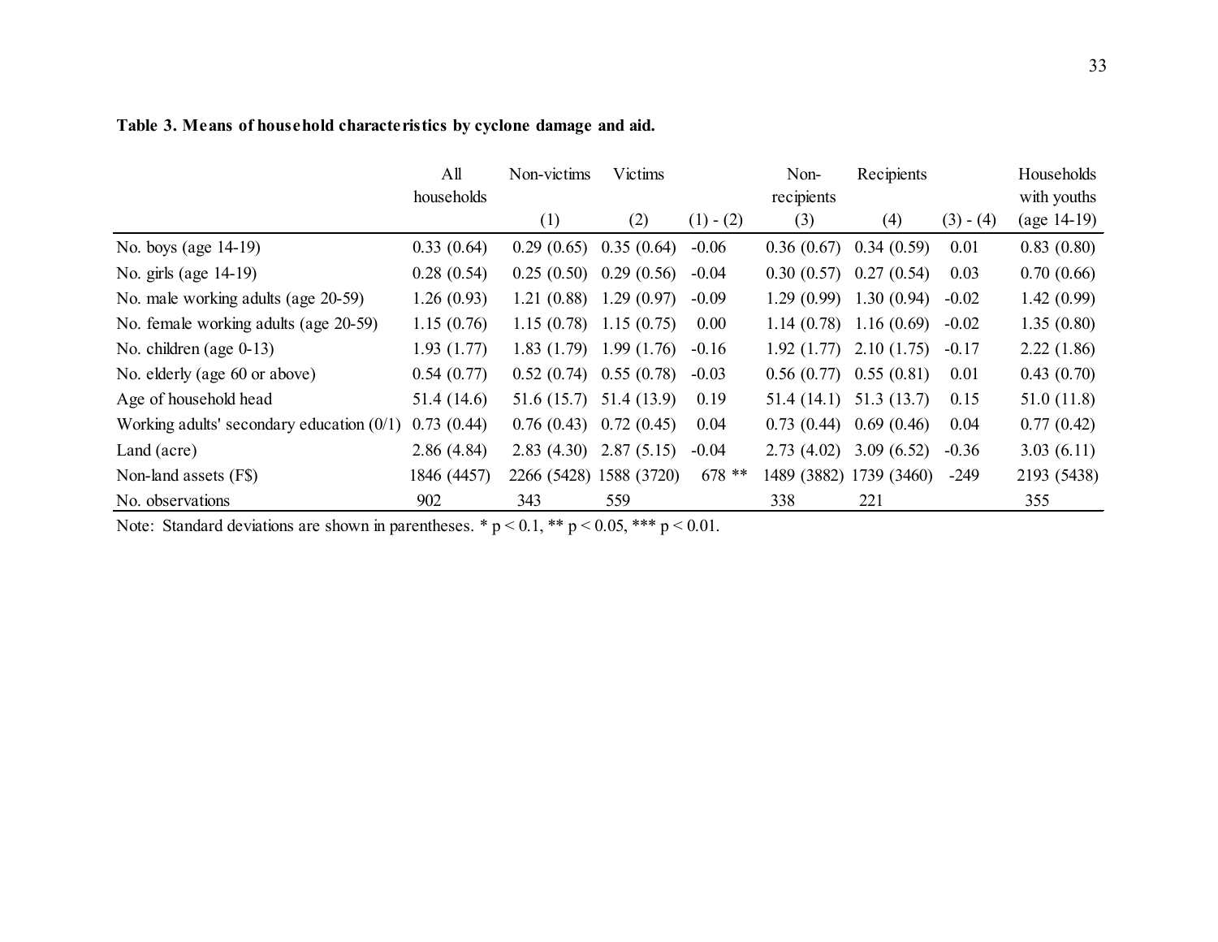**Table 3. Means of household characteristics by cyclone damage and aid.**

| | All households | Non-victims (1) | Victims (2) | (1) - (2) | Non-recipients (3) | Recipients (4) | (3) - (4) | Households with youths (age 14-19) |
|---|---|---|---|---|---|---|---|---|
| No. boys (age 14-19) | 0.33 (0.64) | 0.29 (0.65) | 0.35 (0.64) | -0.06 | 0.36 (0.67) | 0.34 (0.59) | 0.01 | 0.83 (0.80) |
| No. girls (age 14-19) | 0.28 (0.54) | 0.25 (0.50) | 0.29 (0.56) | -0.04 | 0.30 (0.57) | 0.27 (0.54) | 0.03 | 0.70 (0.66) |
| No. male working adults (age 20-59) | 1.26 (0.93) | 1.21 (0.88) | 1.29 (0.97) | -0.09 | 1.29 (0.99) | 1.30 (0.94) | -0.02 | 1.42 (0.99) |
| No. female working adults (age 20-59) | 1.15 (0.76) | 1.15 (0.78) | 1.15 (0.75) | 0.00 | 1.14 (0.78) | 1.16 (0.69) | -0.02 | 1.35 (0.80) |
| No. children (age 0-13) | 1.93 (1.77) | 1.83 (1.79) | 1.99 (1.76) | -0.16 | 1.92 (1.77) | 2.10 (1.75) | -0.17 | 2.22 (1.86) |
| No. elderly (age 60 or above) | 0.54 (0.77) | 0.52 (0.74) | 0.55 (0.78) | -0.03 | 0.56 (0.77) | 0.55 (0.81) | 0.01 | 0.43 (0.70) |
| Age of household head | 51.4 (14.6) | 51.6 (15.7) | 51.4 (13.9) | 0.19 | 51.4 (14.1) | 51.3 (13.7) | 0.15 | 51.0 (11.8) |
| Working adults' secondary education (0/1) | 0.73 (0.44) | 0.76 (0.43) | 0.72 (0.45) | 0.04 | 0.73 (0.44) | 0.69 (0.46) | 0.04 | 0.77 (0.42) |
| Land (acre) | 2.86 (4.84) | 2.83 (4.30) | 2.87 (5.15) | -0.04 | 2.73 (4.02) | 3.09 (6.52) | -0.36 | 3.03 (6.11) |
| Non-land assets (F$) | 1846 (4457) | 2266 (5428) | 1588 (3720) | 678 ** | 1489 (3882) | 1739 (3460) | -249 | 2193 (5438) |
| No. observations | 902 | 343 | 559 | | 338 | 221 | | 355 |

Note: Standard deviations are shown in parentheses. * p < 0.1, ** p < 0.05, *** p < 0.01.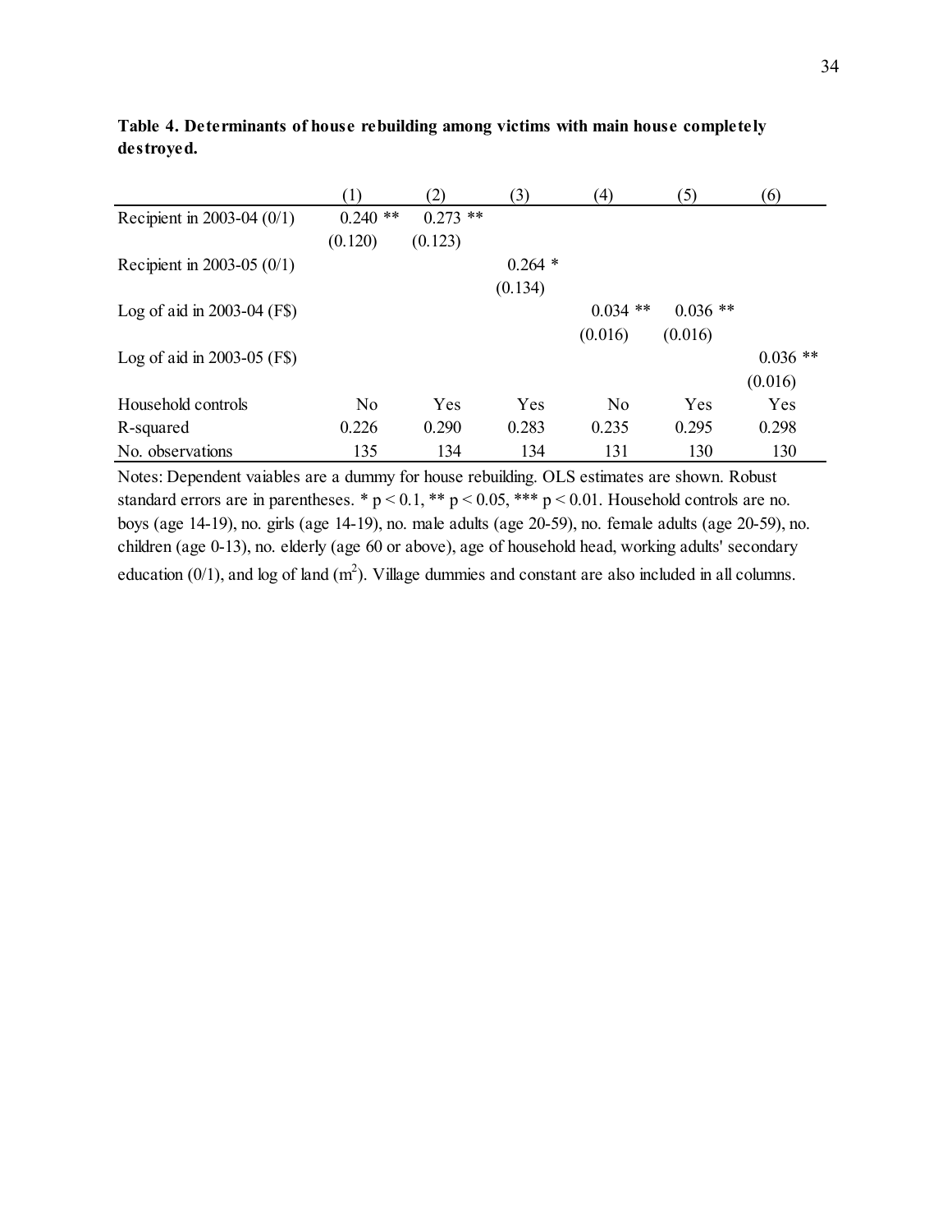**Table 4. Determinants of house rebuilding among victims with main house completely destroyed.**

| | (1) | (2) | (3) | (4) | (5) | (6) |
|---|---|---|---|---|---|---|
| Recipient in 2003-04 (0/1) | 0.240 ** | 0.273 ** | | | | |
| | (0.120) | (0.123) | | | | |
| Recipient in 2003-05 (0/1) | | | 0.264 * | | | |
| | | | (0.134) | | | |
| Log of aid in 2003-04 (F$) | | | | 0.034 ** | 0.036 ** | |
| | | | | (0.016) | (0.016) | |
| Log of aid in 2003-05 (F$) | | | | | | 0.036 ** |
| | | | | | | (0.016) |
| Household controls | No | Yes | Yes | No | Yes | Yes |
| R-squared | 0.226 | 0.290 | 0.283 | 0.235 | 0.295 | 0.298 |
| No. observations | 135 | 134 | 134 | 131 | 130 | 130 |

Notes: Dependent vaiables are a dummy for house rebuilding. OLS estimates are shown. Robust standard errors are in parentheses. * $p < 0.1$, ** $p < 0.05$, *** $p < 0.01$. Household controls are no. boys (age 14-19), no. girls (age 14-19), no. male adults (age 20-59), no. female adults (age 20-59), no. children (age 0-13), no. elderly (age 60 or above), age of household head, working adults' secondary education (0/1), and log of land ($m^2$). Village dummies and constant are also included in all columns.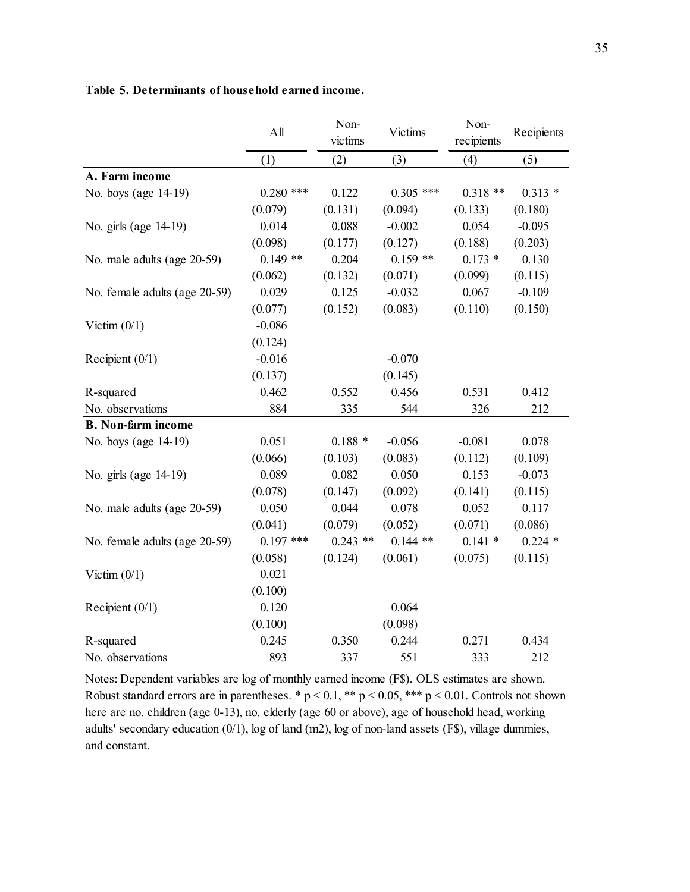**Table 5. Determinants of household earned income.**

| | All | Non-victims | Victims | Non-recipients | Recipients |
|---|---|---|---|---|---|
| | (1) | (2) | (3) | (4) | (5) |
| **A. Farm income** | | | | | |
| No. boys (age 14-19) | 0.280 *** | 0.122 | 0.305 *** | 0.318 ** | 0.313 * |
| | (0.079) | (0.131) | (0.094) | (0.133) | (0.180) |
| No. girls (age 14-19) | 0.014 | 0.088 | -0.002 | 0.054 | -0.095 |
| | (0.098) | (0.177) | (0.127) | (0.188) | (0.203) |
| No. male adults (age 20-59) | 0.149 ** | 0.204 | 0.159 ** | 0.173 * | 0.130 |
| | (0.062) | (0.132) | (0.071) | (0.099) | (0.115) |
| No. female adults (age 20-59) | 0.029 | 0.125 | -0.032 | 0.067 | -0.109 |
| | (0.077) | (0.152) | (0.083) | (0.110) | (0.150) |
| Victim (0/1) | -0.086 | | | | |
| | (0.124) | | | | |
| Recipient (0/1) | -0.016 | | -0.070 | | |
| | (0.137) | | (0.145) | | |
| R-squared | 0.462 | 0.552 | 0.456 | 0.531 | 0.412 |
| No. observations | 884 | 335 | 544 | 326 | 212 |
| **B. Non-farm income** | | | | | |
| No. boys (age 14-19) | 0.051 | 0.188 * | -0.056 | -0.081 | 0.078 |
| | (0.066) | (0.103) | (0.083) | (0.112) | (0.109) |
| No. girls (age 14-19) | 0.089 | 0.082 | 0.050 | 0.153 | -0.073 |
| | (0.078) | (0.147) | (0.092) | (0.141) | (0.115) |
| No. male adults (age 20-59) | 0.050 | 0.044 | 0.078 | 0.052 | 0.117 |
| | (0.041) | (0.079) | (0.052) | (0.071) | (0.086) |
| No. female adults (age 20-59) | 0.197 *** | 0.243 ** | 0.144 ** | 0.141 * | 0.224 * |
| | (0.058) | (0.124) | (0.061) | (0.075) | (0.115) |
| Victim (0/1) | 0.021 | | | | |
| | (0.100) | | | | |
| Recipient (0/1) | 0.120 | | 0.064 | | |
| | (0.100) | | (0.098) | | |
| R-squared | 0.245 | 0.350 | 0.244 | 0.271 | 0.434 |
| No. observations | 893 | 337 | 551 | 333 | 212 |

Notes: Dependent variables are log of monthly earned income (F$). OLS estimates are shown. Robust standard errors are in parentheses. * $p < 0.1$, ** $p < 0.05$, *** $p < 0.01$. Controls not shown here are no. children (age 0-13), no. elderly (age 60 or above), age of household head, working adults' secondary education (0/1), log of land (m2), log of non-land assets (F$), village dummies, and constant.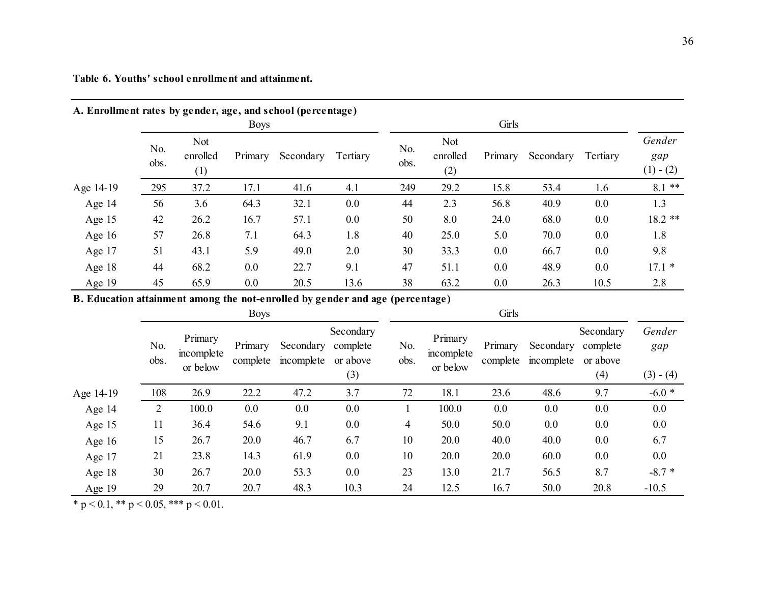**Table 6. Youths' school enrollment and attainment.**

**A. Enrollment rates by gender, age, and school (percentage)**

| | Boys | | | | | Girls | | | | | |
|---|---|---|---|---|---|---|---|---|---|---|---|
| | No. obs. | Not enrolled (1) | Primary | Secondary | Tertiary | No. obs. | Not enrolled (2) | Primary | Secondary | Tertiary | *Gender gap* (1) - (2) |
| Age 14-19 | 295 | 37.2 | 17.1 | 41.6 | 4.1 | 249 | 29.2 | 15.8 | 53.4 | 1.6 | 8.1 ** |
| Age 14 | 56 | 3.6 | 64.3 | 32.1 | 0.0 | 44 | 2.3 | 56.8 | 40.9 | 0.0 | 1.3 |
| Age 15 | 42 | 26.2 | 16.7 | 57.1 | 0.0 | 50 | 8.0 | 24.0 | 68.0 | 0.0 | 18.2 ** |
| Age 16 | 57 | 26.8 | 7.1 | 64.3 | 1.8 | 40 | 25.0 | 5.0 | 70.0 | 0.0 | 1.8 |
| Age 17 | 51 | 43.1 | 5.9 | 49.0 | 2.0 | 30 | 33.3 | 0.0 | 66.7 | 0.0 | 9.8 |
| Age 18 | 44 | 68.2 | 0.0 | 22.7 | 9.1 | 47 | 51.1 | 0.0 | 48.9 | 0.0 | 17.1 * |
| Age 19 | 45 | 65.9 | 0.0 | 20.5 | 13.6 | 38 | 63.2 | 0.0 | 26.3 | 10.5 | 2.8 |

**B. Education attainment among the not-enrolled by gender and age (percentage)**

| | Boys | | | | | Girls | | | | | |
|---|---|---|---|---|---|---|---|---|---|---|---|
| | No. obs. | Primary incomplete or below | Primary complete | Secondary incomplete | Secondary complete or above (3) | No. obs. | Primary incomplete or below | Primary complete | Secondary incomplete | Secondary complete or above (4) | *Gender gap* (3) - (4) |
| Age 14-19 | 108 | 26.9 | 22.2 | 47.2 | 3.7 | 72 | 18.1 | 23.6 | 48.6 | 9.7 | -6.0 * |
| Age 14 | 2 | 100.0 | 0.0 | 0.0 | 0.0 | 1 | 100.0 | 0.0 | 0.0 | 0.0 | 0.0 |
| Age 15 | 11 | 36.4 | 54.6 | 9.1 | 0.0 | 4 | 50.0 | 50.0 | 0.0 | 0.0 | 0.0 |
| Age 16 | 15 | 26.7 | 20.0 | 46.7 | 6.7 | 10 | 20.0 | 40.0 | 40.0 | 0.0 | 6.7 |
| Age 17 | 21 | 23.8 | 14.3 | 61.9 | 0.0 | 10 | 20.0 | 20.0 | 60.0 | 0.0 | 0.0 |
| Age 18 | 30 | 26.7 | 20.0 | 53.3 | 0.0 | 23 | 13.0 | 21.7 | 56.5 | 8.7 | -8.7 * |
| Age 19 | 29 | 20.7 | 20.7 | 48.3 | 10.3 | 24 | 12.5 | 16.7 | 50.0 | 20.8 | -10.5 |

* $p < 0.1$, ** $p < 0.05$, *** $p < 0.01$.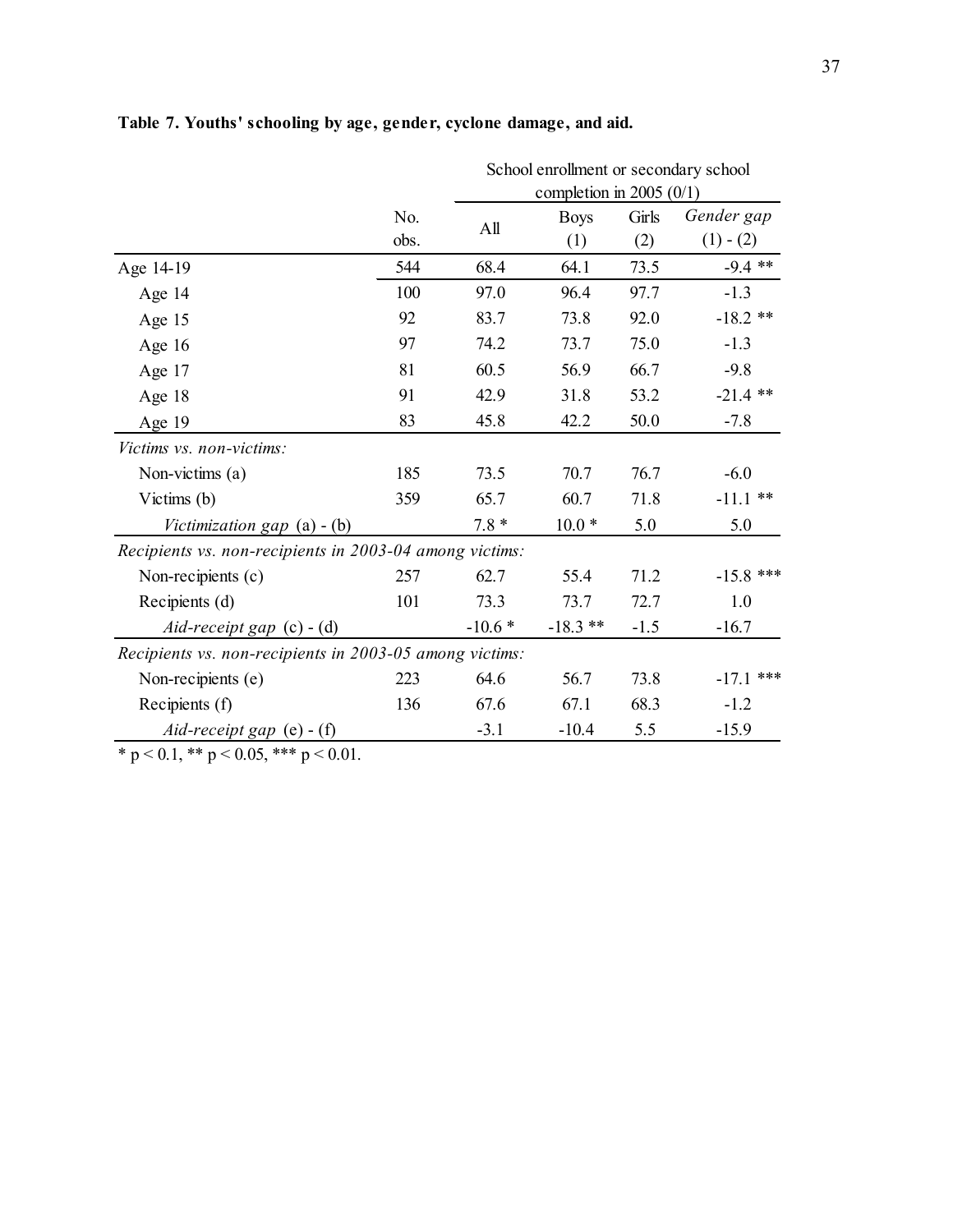**Table 7. Youths' schooling by age, gender, cyclone damage, and aid.**

| | No. obs. | School enrollment or secondary school completion in 2005 (0/1) | | | |
|---|---|---|---|---|---|
| | | All | Boys (1) | Girls (2) | *Gender gap* (1) - (2) |
| Age 14-19 | 544 | 68.4 | 64.1 | 73.5 | -9.4 ** |
| Age 14 | 100 | 97.0 | 96.4 | 97.7 | -1.3 |
| Age 15 | 92 | 83.7 | 73.8 | 92.0 | -18.2 ** |
| Age 16 | 97 | 74.2 | 73.7 | 75.0 | -1.3 |
| Age 17 | 81 | 60.5 | 56.9 | 66.7 | -9.8 |
| Age 18 | 91 | 42.9 | 31.8 | 53.2 | -21.4 ** |
| Age 19 | 83 | 45.8 | 42.2 | 50.0 | -7.8 |
| *Victims vs. non-victims:* | | | | | |
| Non-victims (a) | 185 | 73.5 | 70.7 | 76.7 | -6.0 |
| Victims (b) | 359 | 65.7 | 60.7 | 71.8 | -11.1 ** |
| *Victimization gap* (a) - (b) | | 7.8 * | 10.0 * | 5.0 | 5.0 |
| *Recipients vs. non-recipients in 2003-04 among victims:* | | | | | |
| Non-recipients (c) | 257 | 62.7 | 55.4 | 71.2 | -15.8 *** |
| Recipients (d) | 101 | 73.3 | 73.7 | 72.7 | 1.0 |
| *Aid-receipt gap* (c) - (d) | | -10.6 * | -18.3 ** | -1.5 | -16.7 |
| *Recipients vs. non-recipients in 2003-05 among victims:* | | | | | |
| Non-recipients (e) | 223 | 64.6 | 56.7 | 73.8 | -17.1 *** |
| Recipients (f) | 136 | 67.6 | 67.1 | 68.3 | -1.2 |
| *Aid-receipt gap* (e) - (f) | | -3.1 | -10.4 | 5.5 | -15.9 |

* $p < 0.1$, ** $p < 0.05$, *** $p < 0.01$.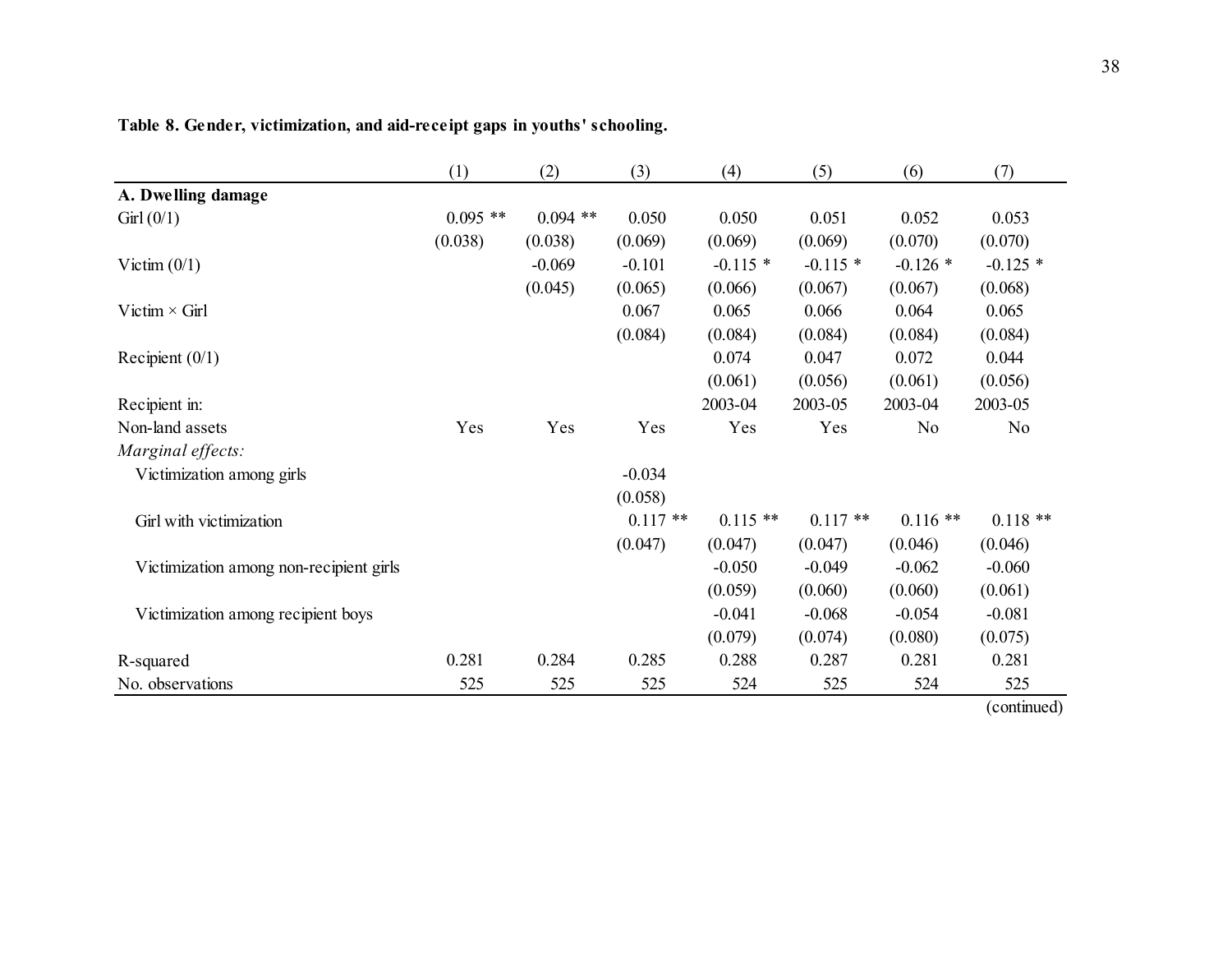**Table 8. Gender, victimization, and aid-receipt gaps in youths' schooling.**

| | (1) | (2) | (3) | (4) | (5) | (6) | (7) |
|---|---|---|---|---|---|---|---|
| **A. Dwelling damage** | | | | | | | |
| Girl (0/1) | 0.095 ** | 0.094 ** | 0.050 | 0.050 | 0.051 | 0.052 | 0.053 |
| | (0.038) | (0.038) | (0.069) | (0.069) | (0.069) | (0.070) | (0.070) |
| Victim (0/1) | | -0.069 | -0.101 | -0.115 * | -0.115 * | -0.126 * | -0.125 * |
| | | (0.045) | (0.065) | (0.066) | (0.067) | (0.067) | (0.068) |
| Victim × Girl | | | 0.067 | 0.065 | 0.066 | 0.064 | 0.065 |
| | | | (0.084) | (0.084) | (0.084) | (0.084) | (0.084) |
| Recipient (0/1) | | | | 0.074 | 0.047 | 0.072 | 0.044 |
| | | | | (0.061) | (0.056) | (0.061) | (0.056) |
| Recipient in: | | | | 2003-04 | 2003-05 | 2003-04 | 2003-05 |
| Non-land assets | Yes | Yes | Yes | Yes | Yes | No | No |
| *Marginal effects:* | | | | | | | |
| Victimization among girls | | | -0.034 | | | | |
| | | | (0.058) | | | | |
| Girl with victimization | | | 0.117 ** | 0.115 ** | 0.117 ** | 0.116 ** | 0.118 ** |
| | | | (0.047) | (0.047) | (0.047) | (0.046) | (0.046) |
| Victimization among non-recipient girls | | | | -0.050 | -0.049 | -0.062 | -0.060 |
| | | | | (0.059) | (0.060) | (0.060) | (0.061) |
| Victimization among recipient boys | | | | -0.041 | -0.068 | -0.054 | -0.081 |
| | | | | (0.079) | (0.074) | (0.080) | (0.075) |
| R-squared | 0.281 | 0.284 | 0.285 | 0.288 | 0.287 | 0.281 | 0.281 |
| No. observations | 525 | 525 | 525 | 524 | 525 | 524 | 525 |

(continued)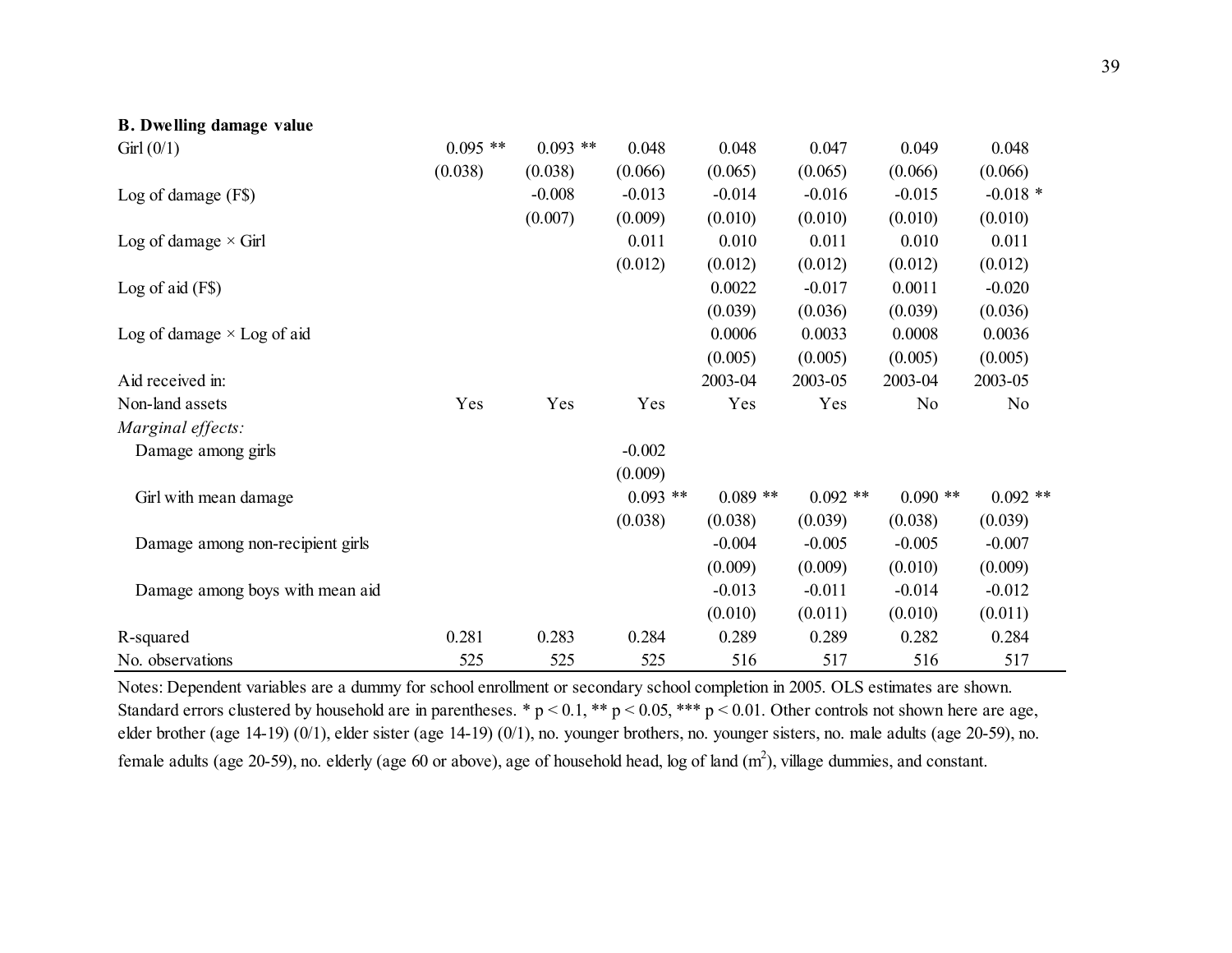| **B. Dwelling damage value** | | | | | | | |
|---|---|---|---|---|---|---|---|
| Girl (0/1) | 0.095 ** | 0.093 ** | 0.048 | 0.048 | 0.047 | 0.049 | 0.048 |
| | (0.038) | (0.038) | (0.066) | (0.065) | (0.065) | (0.066) | (0.066) |
| Log of damage (F$) | | -0.008 | -0.013 | -0.014 | -0.016 | -0.015 | -0.018 * |
| | | (0.007) | (0.009) | (0.010) | (0.010) | (0.010) | (0.010) |
| Log of damage × Girl | | | 0.011 | 0.010 | 0.011 | 0.010 | 0.011 |
| | | | (0.012) | (0.012) | (0.012) | (0.012) | (0.012) |
| Log of aid (F$) | | | | 0.0022 | -0.017 | 0.0011 | -0.020 |
| | | | | (0.039) | (0.036) | (0.039) | (0.036) |
| Log of damage × Log of aid | | | | 0.0006 | 0.0033 | 0.0008 | 0.0036 |
| | | | | (0.005) | (0.005) | (0.005) | (0.005) |
| Aid received in: | | | | 2003-04 | 2003-05 | 2003-04 | 2003-05 |
| Non-land assets | Yes | Yes | Yes | Yes | Yes | No | No |
| *Marginal effects:* | | | | | | | |
| Damage among girls | | | -0.002 | | | | |
| | | | (0.009) | | | | |
| Girl with mean damage | | | 0.093 ** | 0.089 ** | 0.092 ** | 0.090 ** | 0.092 ** |
| | | | (0.038) | (0.038) | (0.039) | (0.038) | (0.039) |
| Damage among non-recipient girls | | | | -0.004 | -0.005 | -0.005 | -0.007 |
| | | | | (0.009) | (0.009) | (0.010) | (0.009) |
| Damage among boys with mean aid | | | | -0.013 | -0.011 | -0.014 | -0.012 |
| | | | | (0.010) | (0.011) | (0.010) | (0.011) |
| R-squared | 0.281 | 0.283 | 0.284 | 0.289 | 0.289 | 0.282 | 0.284 |
| No. observations | 525 | 525 | 525 | 516 | 517 | 516 | 517 |

Notes: Dependent variables are a dummy for school enrollment or secondary school completion in 2005. OLS estimates are shown. Standard errors clustered by household are in parentheses. * $p < 0.1$, ** $p < 0.05$, *** $p < 0.01$. Other controls not shown here are age, elder brother (age 14-19) (0/1), elder sister (age 14-19) (0/1), no. younger brothers, no. younger sisters, no. male adults (age 20-59), no. female adults (age 20-59), no. elderly (age 60 or above), age of household head, log of land ($m^2$), village dummies, and constant.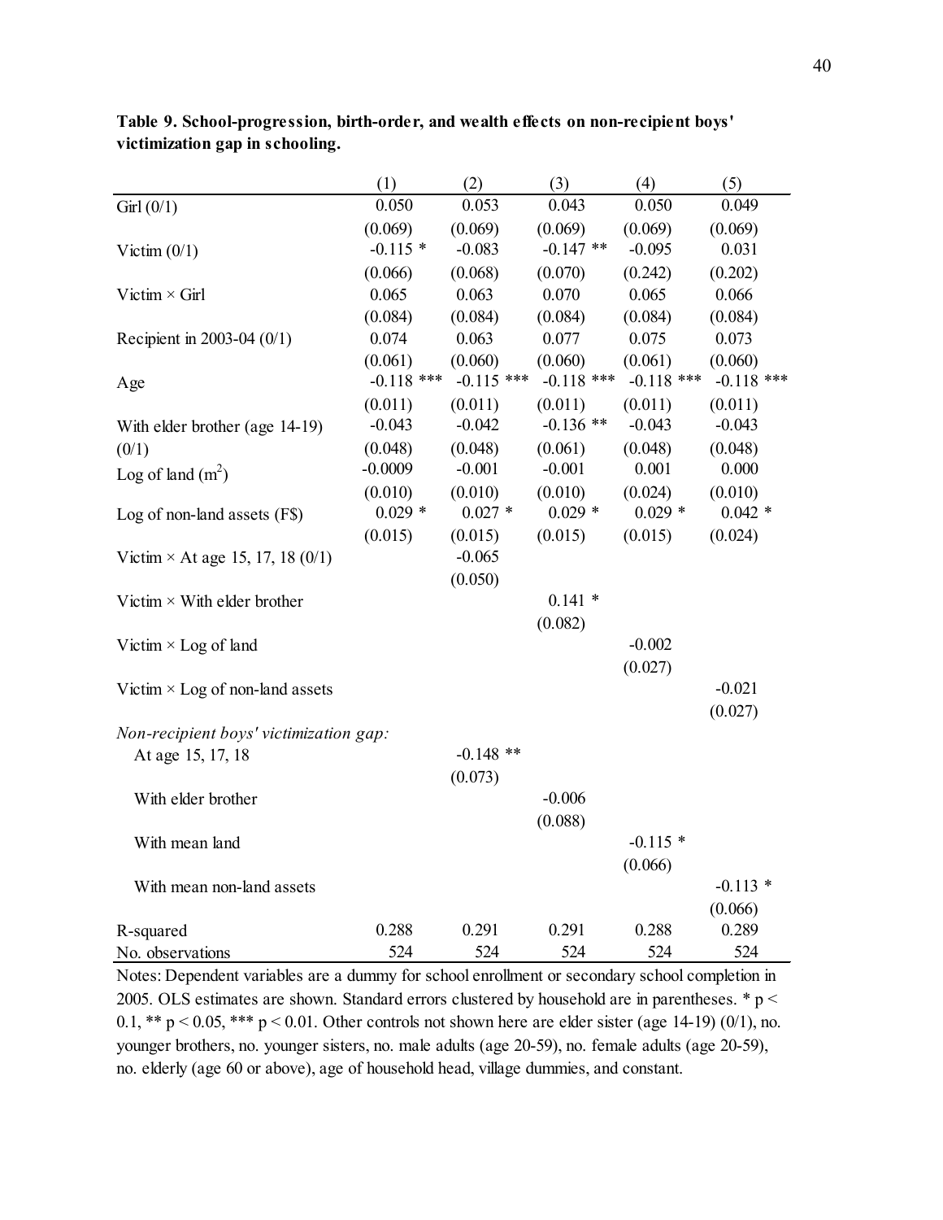**Table 9. School-progression, birth-order, and wealth effects on non-recipient boys' victimization gap in schooling.**

| | (1) | (2) | (3) | (4) | (5) |
|---|---|---|---|---|---|
| Girl (0/1) | 0.050 | 0.053 | 0.043 | 0.050 | 0.049 |
| | (0.069) | (0.069) | (0.069) | (0.069) | (0.069) |
| Victim (0/1) | -0.115 * | -0.083 | -0.147 ** | -0.095 | 0.031 |
| | (0.066) | (0.068) | (0.070) | (0.242) | (0.202) |
| Victim × Girl | 0.065 | 0.063 | 0.070 | 0.065 | 0.066 |
| | (0.084) | (0.084) | (0.084) | (0.084) | (0.084) |
| Recipient in 2003-04 (0/1) | 0.074 | 0.063 | 0.077 | 0.075 | 0.073 |
| | (0.061) | (0.060) | (0.060) | (0.061) | (0.060) |
| Age | -0.118 *** | -0.115 *** | -0.118 *** | -0.118 *** | -0.118 *** |
| | (0.011) | (0.011) | (0.011) | (0.011) | (0.011) |
| With elder brother (age 14-19) | -0.043 | -0.042 | -0.136 ** | -0.043 | -0.043 |
| (0/1) | (0.048) | (0.048) | (0.061) | (0.048) | (0.048) |
| Log of land ($m^2$) | -0.0009 | -0.001 | -0.001 | 0.001 | 0.000 |
| | (0.010) | (0.010) | (0.010) | (0.024) | (0.010) |
| Log of non-land assets (F$) | 0.029 * | 0.027 * | 0.029 * | 0.029 * | 0.042 * |
| | (0.015) | (0.015) | (0.015) | (0.015) | (0.024) |
| Victim × At age 15, 17, 18 (0/1) | | -0.065 | | | |
| | | (0.050) | | | |
| Victim × With elder brother | | | 0.141 * | | |
| | | | (0.082) | | |
| Victim × Log of land | | | | -0.002 | |
| | | | | (0.027) | |
| Victim × Log of non-land assets | | | | | -0.021 |
| | | | | | (0.027) |
| *Non-recipient boys' victimization gap:* | | | | | |
| At age 15, 17, 18 | | -0.148 ** | | | |
| | | (0.073) | | | |
| With elder brother | | | -0.006 | | |
| | | | (0.088) | | |
| With mean land | | | | -0.115 * | |
| | | | | (0.066) | |
| With mean non-land assets | | | | | -0.113 * |
| | | | | | (0.066) |
| R-squared | 0.288 | 0.291 | 0.291 | 0.288 | 0.289 |
| No. observations | 524 | 524 | 524 | 524 | 524 |

Notes: Dependent variables are a dummy for school enrollment or secondary school completion in 2005. OLS estimates are shown. Standard errors clustered by household are in parentheses. * $p < 0.1$, ** $p < 0.05$, *** $p < 0.01$. Other controls not shown here are elder sister (age 14-19) (0/1), no. younger brothers, no. younger sisters, no. male adults (age 20-59), no. female adults (age 20-59), no. elderly (age 60 or above), age of household head, village dummies, and constant.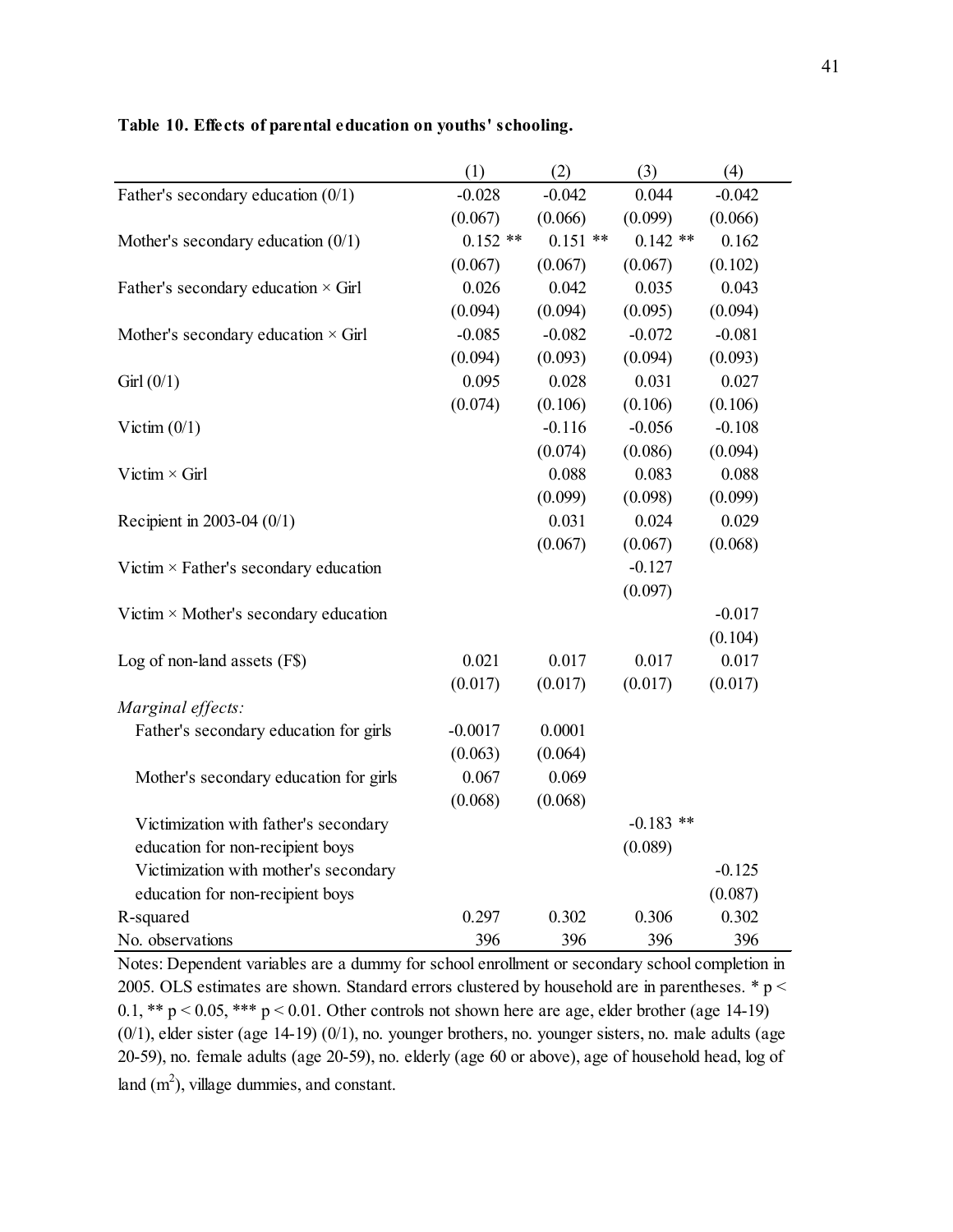**Table 10. Effects of parental education on youths' schooling.**

| | (1) | (2) | (3) | (4) |
|---|---|---|---|---|
| Father's secondary education (0/1) | -0.028 | -0.042 | 0.044 | -0.042 |
| | (0.067) | (0.066) | (0.099) | (0.066) |
| Mother's secondary education (0/1) | 0.152 ** | 0.151 ** | 0.142 ** | 0.162 |
| | (0.067) | (0.067) | (0.067) | (0.102) |
| Father's secondary education × Girl | 0.026 | 0.042 | 0.035 | 0.043 |
| | (0.094) | (0.094) | (0.095) | (0.094) |
| Mother's secondary education × Girl | -0.085 | -0.082 | -0.072 | -0.081 |
| | (0.094) | (0.093) | (0.094) | (0.093) |
| Girl (0/1) | 0.095 | 0.028 | 0.031 | 0.027 |
| | (0.074) | (0.106) | (0.106) | (0.106) |
| Victim (0/1) | | -0.116 | -0.056 | -0.108 |
| | | (0.074) | (0.086) | (0.094) |
| Victim × Girl | | 0.088 | 0.083 | 0.088 |
| | | (0.099) | (0.098) | (0.099) |
| Recipient in 2003-04 (0/1) | | 0.031 | 0.024 | 0.029 |
| | | (0.067) | (0.067) | (0.068) |
| Victim × Father's secondary education | | | -0.127 | |
| | | | (0.097) | |
| Victim × Mother's secondary education | | | | -0.017 |
| | | | | (0.104) |
| Log of non-land assets (F$) | 0.021 | 0.017 | 0.017 | 0.017 |
| | (0.017) | (0.017) | (0.017) | (0.017) |
| *Marginal effects:* | | | | |
| Father's secondary education for girls | -0.0017 | 0.0001 | | |
| | (0.063) | (0.064) | | |
| Mother's secondary education for girls | 0.067 | 0.069 | | |
| | (0.068) | (0.068) | | |
| Victimization with father's secondary education for non-recipient boys | | | -0.183 ** | |
| | | | (0.089) | |
| Victimization with mother's secondary education for non-recipient boys | | | | -0.125 |
| | | | | (0.087) |
| R-squared | 0.297 | 0.302 | 0.306 | 0.302 |
| No. observations | 396 | 396 | 396 | 396 |

Notes: Dependent variables are a dummy for school enrollment or secondary school completion in 2005. OLS estimates are shown. Standard errors clustered by household are in parentheses. * $p < 0.1$, ** $p < 0.05$, *** $p < 0.01$. Other controls not shown here are age, elder brother (age 14-19) (0/1), elder sister (age 14-19) (0/1), no. younger brothers, no. younger sisters, no. male adults (age 20-59), no. female adults (age 20-59), no. elderly (age 60 or above), age of household head, log of land ($m^2$), village dummies, and constant.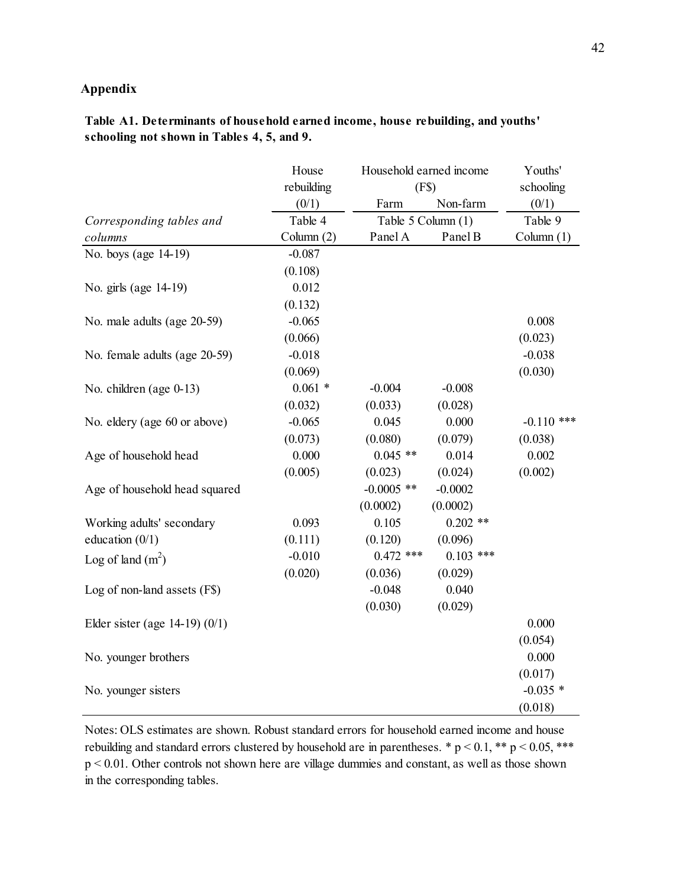## Appendix

**Table A1. Determinants of household earned income, house rebuilding, and youths' schooling not shown in Tables 4, 5, and 9.**

| | House rebuilding (0/1) | Household earned income (F$) | | Youths' schooling (0/1) |
|---|---|---|---|---|
| | | Farm | Non-farm | |
| *Corresponding tables and columns* | Table 4 Column (2) | Table 5 Column (1) Panel A | Panel B | Table 9 Column (1) |
| No. boys (age 14-19) | -0.087 | | | |
| | (0.108) | | | |
| No. girls (age 14-19) | 0.012 | | | |
| | (0.132) | | | |
| No. male adults (age 20-59) | -0.065 | | | 0.008 |
| | (0.066) | | | (0.023) |
| No. female adults (age 20-59) | -0.018 | | | -0.038 |
| | (0.069) | | | (0.030) |
| No. children (age 0-13) | 0.061 * | -0.004 | -0.008 | |
| | (0.032) | (0.033) | (0.028) | |
| No. eldery (age 60 or above) | -0.065 | 0.045 | 0.000 | -0.110 *** |
| | (0.073) | (0.080) | (0.079) | (0.038) |
| Age of household head | 0.000 | 0.045 ** | 0.014 | 0.002 |
| | (0.005) | (0.023) | (0.024) | (0.002) |
| Age of household head squared | | -0.0005 ** | -0.0002 | |
| | | (0.0002) | (0.0002) | |
| Working adults' secondary education (0/1) | 0.093 | 0.105 | 0.202 ** | |
| | (0.111) | (0.120) | (0.096) | |
| Log of land ($m^2$) | -0.010 | 0.472 *** | 0.103 *** | |
| | (0.020) | (0.036) | (0.029) | |
| Log of non-land assets (F$) | | -0.048 | 0.040 | |
| | | (0.030) | (0.029) | |
| Elder sister (age 14-19) (0/1) | | | | 0.000 |
| | | | | (0.054) |
| No. younger brothers | | | | 0.000 |
| | | | | (0.017) |
| No. younger sisters | | | | -0.035 * |
| | | | | (0.018) |

Notes: OLS estimates are shown. Robust standard errors for household earned income and house rebuilding and standard errors clustered by household are in parentheses. * $p < 0.1$, ** $p < 0.05$, *** $p < 0.01$. Other controls not shown here are village dummies and constant, as well as those shown in the corresponding tables.